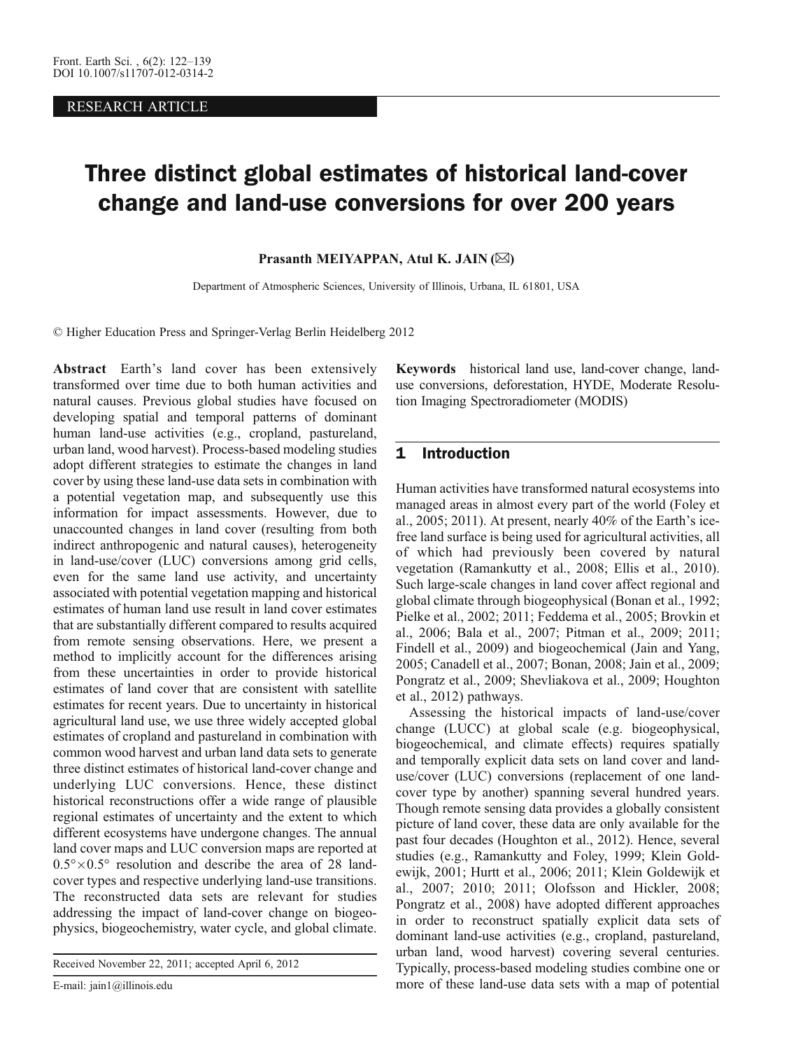RESEARCH ARTICLE

# Three distinct global estimates of historical land-cover change and land-use conversions for over 200 years

**Prasanth MEIYAPPAN, Atul K. JAIN (✉)**

Department of Atmospheric Sciences, University of Illinois, Urbana, IL 61801, USA

© Higher Education Press and Springer-Verlag Berlin Heidelberg 2012

**Abstract** Earth's land cover has been extensively transformed over time due to both human activities and natural causes. Previous global studies have focused on developing spatial and temporal patterns of dominant human land-use activities (e.g., cropland, pastureland, urban land, wood harvest). Process-based modeling studies adopt different strategies to estimate the changes in land cover by using these land-use data sets in combination with a potential vegetation map, and subsequently use this information for impact assessments. However, due to unaccounted changes in land cover (resulting from both indirect anthropogenic and natural causes), heterogeneity in land-use/cover (LUC) conversions among grid cells, even for the same land use activity, and uncertainty associated with potential vegetation mapping and historical estimates of human land use result in land cover estimates that are substantially different compared to results acquired from remote sensing observations. Here, we present a method to implicitly account for the differences arising from these uncertainties in order to provide historical estimates of land cover that are consistent with satellite estimates for recent years. Due to uncertainty in historical agricultural land use, we use three widely accepted global estimates of cropland and pastureland in combination with common wood harvest and urban land data sets to generate three distinct estimates of historical land-cover change and underlying LUC conversions. Hence, these distinct historical reconstructions offer a wide range of plausible regional estimates of uncertainty and the extent to which different ecosystems have undergone changes. The annual land cover maps and LUC conversion maps are reported at $0.5°\times0.5°$ resolution and describe the area of 28 land-cover types and respective underlying land-use transitions. The reconstructed data sets are relevant for studies addressing the impact of land-cover change on biogeophysics, biogeochemistry, water cycle, and global climate.

Received November 22, 2011; accepted April 6, 2012

E-mail: jain1@illinois.edu

**Keywords** historical land use, land-cover change, land-use conversions, deforestation, HYDE, Moderate Resolution Imaging Spectroradiometer (MODIS)

## 1 Introduction

Human activities have transformed natural ecosystems into managed areas in almost every part of the world (Foley et al., 2005; 2011). At present, nearly 40% of the Earth's ice-free land surface is being used for agricultural activities, all of which had previously been covered by natural vegetation (Ramankutty et al., 2008; Ellis et al., 2010). Such large-scale changes in land cover affect regional and global climate through biogeophysical (Bonan et al., 1992; Pielke et al., 2002; 2011; Feddema et al., 2005; Brovkin et al., 2006; Bala et al., 2007; Pitman et al., 2009; 2011; Findell et al., 2009) and biogeochemical (Jain and Yang, 2005; Canadell et al., 2007; Bonan, 2008; Jain et al., 2009; Pongratz et al., 2009; Shevliakova et al., 2009; Houghton et al., 2012) pathways.

Assessing the historical impacts of land-use/cover change (LUCC) at global scale (e.g. biogeophysical, biogeochemical, and climate effects) requires spatially and temporally explicit data sets on land cover and land-use/cover (LUC) conversions (replacement of one land-cover type by another) spanning several hundred years. Though remote sensing data provides a globally consistent picture of land cover, these data are only available for the past four decades (Houghton et al., 2012). Hence, several studies (e.g., Ramankutty and Foley, 1999; Klein Goldewijk, 2001; Hurtt et al., 2006; 2011; Klein Goldewijk et al., 2007; 2010; 2011; Olofsson and Hickler, 2008; Pongratz et al., 2008) have adopted different approaches in order to reconstruct spatially explicit data sets of dominant land-use activities (e.g., cropland, pastureland, urban land, wood harvest) covering several centuries. Typically, process-based modeling studies combine one or more of these land-use data sets with a map of potential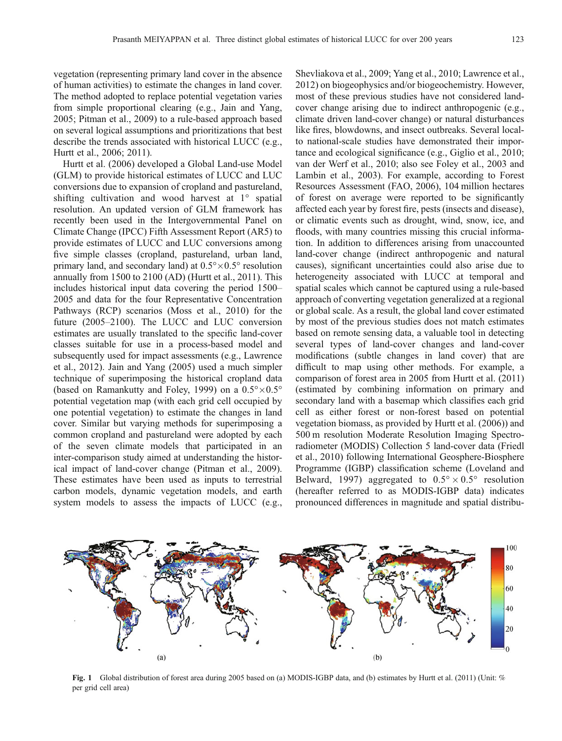vegetation (representing primary land cover in the absence of human activities) to estimate the changes in land cover. The method adopted to replace potential vegetation varies from simple proportional clearing (e.g., Jain and Yang, 2005; Pitman et al., 2009) to a rule-based approach based on several logical assumptions and prioritizations that best describe the trends associated with historical LUCC (e.g., Hurtt et al., 2006; 2011).

Hurtt et al. (2006) developed a Global Land-use Model (GLM) to provide historical estimates of LUCC and LUC conversions due to expansion of cropland and pastureland, shifting cultivation and wood harvest at 1° spatial resolution. An updated version of GLM framework has recently been used in the Intergovernmental Panel on Climate Change (IPCC) Fifth Assessment Report (AR5) to provide estimates of LUCC and LUC conversions among five simple classes (cropland, pastureland, urban land, primary land, and secondary land) at $0.5°\times0.5°$ resolution annually from 1500 to 2100 (AD) (Hurtt et al., 2011). This includes historical input data covering the period 1500–2005 and data for the four Representative Concentration Pathways (RCP) scenarios (Moss et al., 2010) for the future (2005–2100). The LUCC and LUC conversion estimates are usually translated to the specific land-cover classes suitable for use in a process-based model and subsequently used for impact assessments (e.g., Lawrence et al., 2012). Jain and Yang (2005) used a much simpler technique of superimposing the historical cropland data (based on Ramankutty and Foley, 1999) on a $0.5°\times0.5°$ potential vegetation map (with each grid cell occupied by one potential vegetation) to estimate the changes in land cover. Similar but varying methods for superimposing a common cropland and pastureland were adopted by each of the seven climate models that participated in an inter-comparison study aimed at understanding the historical impact of land-cover change (Pitman et al., 2009). These estimates have been used as inputs to terrestrial carbon models, dynamic vegetation models, and earth system models to assess the impacts of LUCC (e.g., Shevliakova et al., 2009; Yang et al., 2010; Lawrence et al., 2012) on biogeophysics and/or biogeochemistry. However, most of these previous studies have not considered land-cover change arising due to indirect anthropogenic (e.g., climate driven land-cover change) or natural disturbances like fires, blowdowns, and insect outbreaks. Several local- to national-scale studies have demonstrated their importance and ecological significance (e.g., Giglio et al., 2010; van der Werf et al., 2010; also see Foley et al., 2003 and Lambin et al., 2003). For example, according to Forest Resources Assessment (FAO, 2006), 104 million hectares of forest on average were reported to be significantly affected each year by forest fire, pests (insects and disease), or climatic events such as drought, wind, snow, ice, and floods, with many countries missing this crucial information. In addition to differences arising from unaccounted land-cover change (indirect anthropogenic and natural causes), significant uncertainties could also arise due to heterogeneity associated with LUCC at temporal and spatial scales which cannot be captured using a rule-based approach of converting vegetation generalized at a regional or global scale. As a result, the global land cover estimated by most of the previous studies does not match estimates based on remote sensing data, a valuable tool in detecting several types of land-cover changes and land-cover modifications (subtle changes in land cover) that are difficult to map using other methods. For example, a comparison of forest area in 2005 from Hurtt et al. (2011) (estimated by combining information on primary and secondary land with a basemap which classifies each grid cell as either forest or non-forest based on potential vegetation biomass, as provided by Hurtt et al. (2006)) and 500 m resolution Moderate Resolution Imaging Spectroradiometer (MODIS) Collection 5 land-cover data (Friedl et al., 2010) following International Geosphere-Biosphere Programme (IGBP) classification scheme (Loveland and Belward, 1997) aggregated to $0.5°\times0.5°$ resolution (hereafter referred to as MODIS-IGBP data) indicates pronounced differences in magnitude and spatial distribu-

**Fig. 1** Global distribution of forest area during 2005 based on (a) MODIS-IGBP data, and (b) estimates by Hurtt et al. (2011) (Unit: % per grid cell area)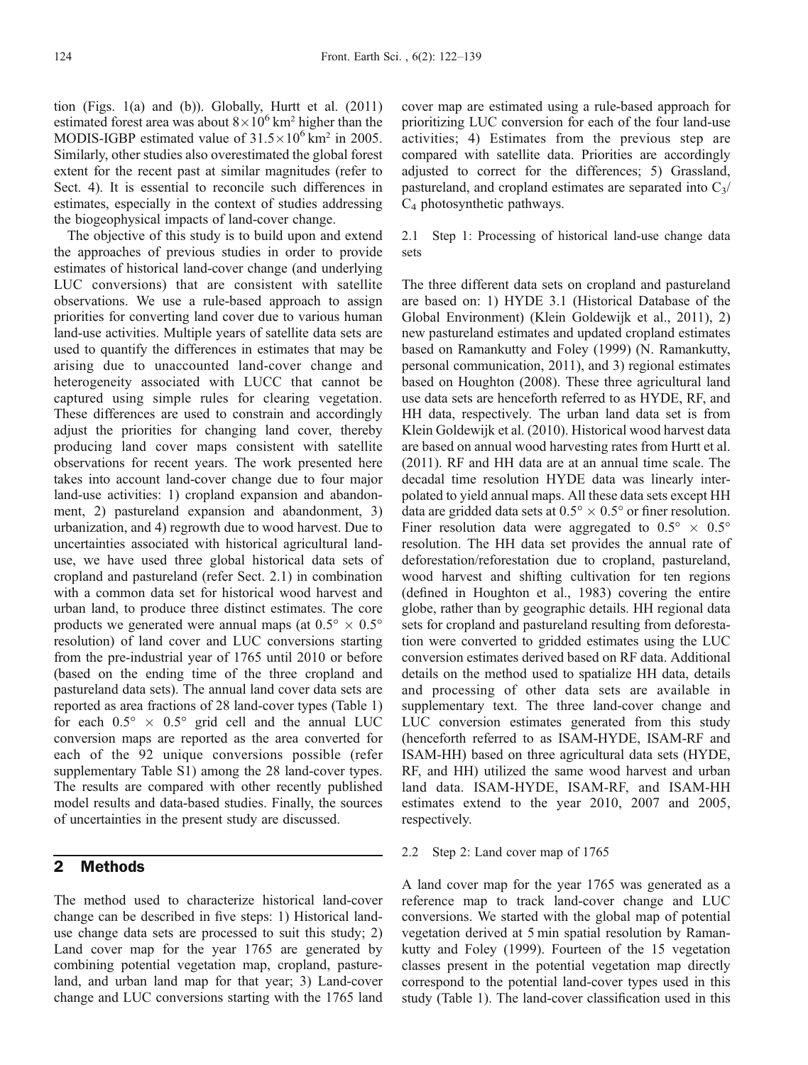tion (Figs. 1(a) and (b)). Globally, Hurtt et al. (2011) estimated forest area was about $8 \times 10^6$ km$^2$ higher than the MODIS-IGBP estimated value of $31.5 \times 10^6$ km$^2$ in 2005. Similarly, other studies also overestimated the global forest extent for the recent past at similar magnitudes (refer to Sect. 4). It is essential to reconcile such differences in estimates, especially in the context of studies addressing the biogeophysical impacts of land-cover change.

The objective of this study is to build upon and extend the approaches of previous studies in order to provide estimates of historical land-cover change (and underlying LUC conversions) that are consistent with satellite observations. We use a rule-based approach to assign priorities for converting land cover due to various human land-use activities. Multiple years of satellite data sets are used to quantify the differences in estimates that may be arising due to unaccounted land-cover change and heterogeneity associated with LUCC that cannot be captured using simple rules for clearing vegetation. These differences are used to constrain and accordingly adjust the priorities for changing land cover, thereby producing land cover maps consistent with satellite observations for recent years. The work presented here takes into account land-cover change due to four major land-use activities: 1) cropland expansion and abandonment, 2) pastureland expansion and abandonment, 3) urbanization, and 4) regrowth due to wood harvest. Due to uncertainties associated with historical agricultural land-use, we have used three global historical data sets of cropland and pastureland (refer Sect. 2.1) in combination with a common data set for historical wood harvest and urban land, to produce three distinct estimates. The core products we generated were annual maps (at $0.5° \times 0.5°$ resolution) of land cover and LUC conversions starting from the pre-industrial year of 1765 until 2010 or before (based on the ending time of the three cropland and pastureland data sets). The annual land cover data sets are reported as area fractions of 28 land-cover types (Table 1) for each $0.5° \times 0.5°$ grid cell and the annual LUC conversion maps are reported as the area converted for each of the 92 unique conversions possible (refer supplementary Table S1) among the 28 land-cover types. The results are compared with other recently published model results and data-based studies. Finally, the sources of uncertainties in the present study are discussed.

## 2 Methods

The method used to characterize historical land-cover change can be described in five steps: 1) Historical land-use change data sets are processed to suit this study; 2) Land cover map for the year 1765 are generated by combining potential vegetation map, cropland, pastureland, and urban land map for that year; 3) Land-cover change and LUC conversions starting with the 1765 land cover map are estimated using a rule-based approach for prioritizing LUC conversion for each of the four land-use activities; 4) Estimates from the previous step are compared with satellite data. Priorities are accordingly adjusted to correct for the differences; 5) Grassland, pastureland, and cropland estimates are separated into $C_3$/$C_4$ photosynthetic pathways.

### 2.1 Step 1: Processing of historical land-use change data sets

The three different data sets on cropland and pastureland are based on: 1) HYDE 3.1 (Historical Database of the Global Environment) (Klein Goldewijk et al., 2011), 2) new pastureland estimates and updated cropland estimates based on Ramankutty and Foley (1999) (N. Ramankutty, personal communication, 2011), and 3) regional estimates based on Houghton (2008). These three agricultural land use data sets are henceforth referred to as HYDE, RF, and HH data, respectively. The urban land data set is from Klein Goldewijk et al. (2010). Historical wood harvest data are based on annual wood harvesting rates from Hurtt et al. (2011). RF and HH data are at an annual time scale. The decadal time resolution HYDE data was linearly interpolated to yield annual maps. All these data sets except HH data are gridded data sets at $0.5° \times 0.5°$ or finer resolution. Finer resolution data were aggregated to $0.5° \times 0.5°$ resolution. The HH data set provides the annual rate of deforestation/reforestation due to cropland, pastureland, wood harvest and shifting cultivation for ten regions (defined in Houghton et al., 1983) covering the entire globe, rather than by geographic details. HH regional data sets for cropland and pastureland resulting from deforestation were converted to gridded estimates using the LUC conversion estimates derived based on RF data. Additional details on the method used to spatialize HH data, details and processing of other data sets are available in supplementary text. The three land-cover change and LUC conversion estimates generated from this study (henceforth referred to as ISAM-HYDE, ISAM-RF and ISAM-HH) based on three agricultural data sets (HYDE, RF, and HH) utilized the same wood harvest and urban land data. ISAM-HYDE, ISAM-RF, and ISAM-HH estimates extend to the year 2010, 2007 and 2005, respectively.

### 2.2 Step 2: Land cover map of 1765

A land cover map for the year 1765 was generated as a reference map to track land-cover change and LUC conversions. We started with the global map of potential vegetation derived at 5 min spatial resolution by Ramankutty and Foley (1999). Fourteen of the 15 vegetation classes present in the potential vegetation map directly correspond to the potential land-cover types used in this study (Table 1). The land-cover classification used in this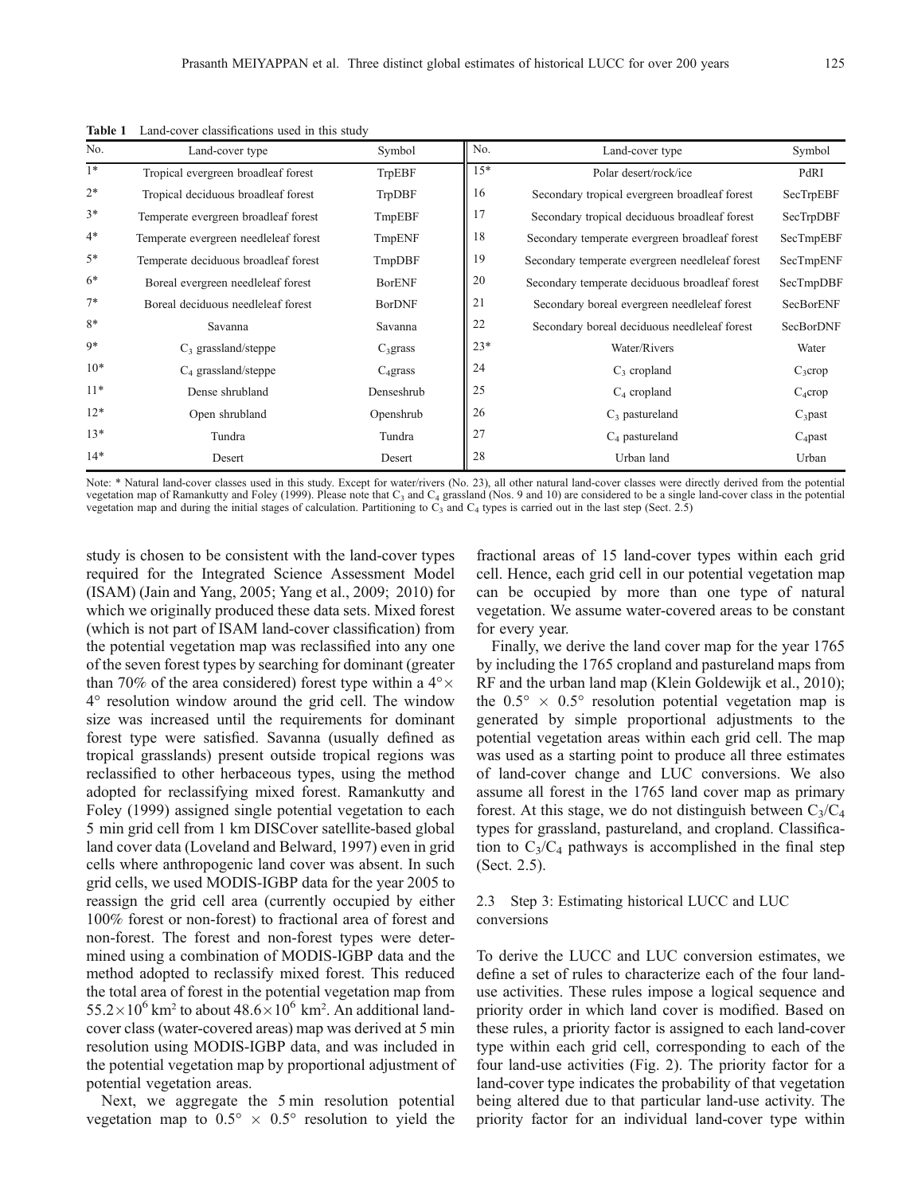**Table 1** Land-cover classifications used in this study

| No. | Land-cover type | Symbol | No. | Land-cover type | Symbol |
|---|---|---|---|---|---|
| 1* | Tropical evergreen broadleaf forest | TrpEBF | 15* | Polar desert/rock/ice | PdRI |
| 2* | Tropical deciduous broadleaf forest | TrpDBF | 16 | Secondary tropical evergreen broadleaf forest | SecTrpEBF |
| 3* | Temperate evergreen broadleaf forest | TmpEBF | 17 | Secondary tropical deciduous broadleaf forest | SecTrpDBF |
| 4* | Temperate evergreen needleleaf forest | TmpENF | 18 | Secondary temperate evergreen broadleaf forest | SecTmpEBF |
| 5* | Temperate deciduous broadleaf forest | TmpDBF | 19 | Secondary temperate evergreen needleleaf forest | SecTmpENF |
| 6* | Boreal evergreen needleleaf forest | BorENF | 20 | Secondary temperate deciduous broadleaf forest | SecTmpDBF |
| 7* | Boreal deciduous needleleaf forest | BorDNF | 21 | Secondary boreal evergreen needleleaf forest | SecBorENF |
| 8* | Savanna | Savanna | 22 | Secondary boreal deciduous needleleaf forest | SecBorDNF |
| 9* | $C_3$ grassland/steppe | $C_3$grass | 23* | Water/Rivers | Water |
| 10* | $C_4$ grassland/steppe | $C_4$grass | 24 | $C_3$ cropland | $C_3$crop |
| 11* | Dense shrubland | Denseshrub | 25 | $C_4$ cropland | $C_4$crop |
| 12* | Open shrubland | Openshrub | 26 | $C_3$ pastureland | $C_3$past |
| 13* | Tundra | Tundra | 27 | $C_4$ pastureland | $C_4$past |
| 14* | Desert | Desert | 28 | Urban land | Urban |

Note: * Natural land-cover classes used in this study. Except for water/rivers (No. 23), all other natural land-cover classes were directly derived from the potential vegetation map of Ramankutty and Foley (1999). Please note that $C_3$ and $C_4$ grassland (Nos. 9 and 10) are considered to be a single land-cover class in the potential vegetation map and during the initial stages of calculation. Partitioning to $C_3$ and $C_4$ types is carried out in the last step (Sect. 2.5)

study is chosen to be consistent with the land-cover types required for the Integrated Science Assessment Model (ISAM) (Jain and Yang, 2005; Yang et al., 2009; 2010) for which we originally produced these data sets. Mixed forest (which is not part of ISAM land-cover classification) from the potential vegetation map was reclassified into any one of the seven forest types by searching for dominant (greater than 70% of the area considered) forest type within a $4° \times 4°$ resolution window around the grid cell. The window size was increased until the requirements for dominant forest type were satisfied. Savanna (usually defined as tropical grasslands) present outside tropical regions was reclassified to other herbaceous types, using the method adopted for reclassifying mixed forest. Ramankutty and Foley (1999) assigned single potential vegetation to each 5 min grid cell from 1 km DISCover satellite-based global land cover data (Loveland and Belward, 1997) even in grid cells where anthropogenic land cover was absent. In such grid cells, we used MODIS-IGBP data for the year 2005 to reassign the grid cell area (currently occupied by either 100% forest or non-forest) to fractional area of forest and non-forest. The forest and non-forest types were determined using a combination of MODIS-IGBP data and the method adopted to reclassify mixed forest. This reduced the total area of forest in the potential vegetation map from $55.2 \times 10^6$ km$^2$ to about $48.6 \times 10^6$ km$^2$. An additional land-cover class (water-covered areas) map was derived at 5 min resolution using MODIS-IGBP data, and was included in the potential vegetation map by proportional adjustment of potential vegetation areas.

Next, we aggregate the 5 min resolution potential vegetation map to $0.5° \times 0.5°$ resolution to yield the fractional areas of 15 land-cover types within each grid cell. Hence, each grid cell in our potential vegetation map can be occupied by more than one type of natural vegetation. We assume water-covered areas to be constant for every year.

Finally, we derive the land cover map for the year 1765 by including the 1765 cropland and pastureland maps from RF and the urban land map (Klein Goldewijk et al., 2010); the $0.5° \times 0.5°$ resolution potential vegetation map is generated by simple proportional adjustments to the potential vegetation areas within each grid cell. The map was used as a starting point to produce all three estimates of land-cover change and LUC conversions. We also assume all forest in the 1765 land cover map as primary forest. At this stage, we do not distinguish between $C_3$/$C_4$ types for grassland, pastureland, and cropland. Classification to $C_3$/$C_4$ pathways is accomplished in the final step (Sect. 2.5).

### 2.3 Step 3: Estimating historical LUCC and LUC conversions

To derive the LUCC and LUC conversion estimates, we define a set of rules to characterize each of the four land-use activities. These rules impose a logical sequence and priority order in which land cover is modified. Based on these rules, a priority factor is assigned to each land-cover type within each grid cell, corresponding to each of the four land-use activities (Fig. 2). The priority factor for a land-cover type indicates the probability of that vegetation being altered due to that particular land-use activity. The priority factor for an individual land-cover type within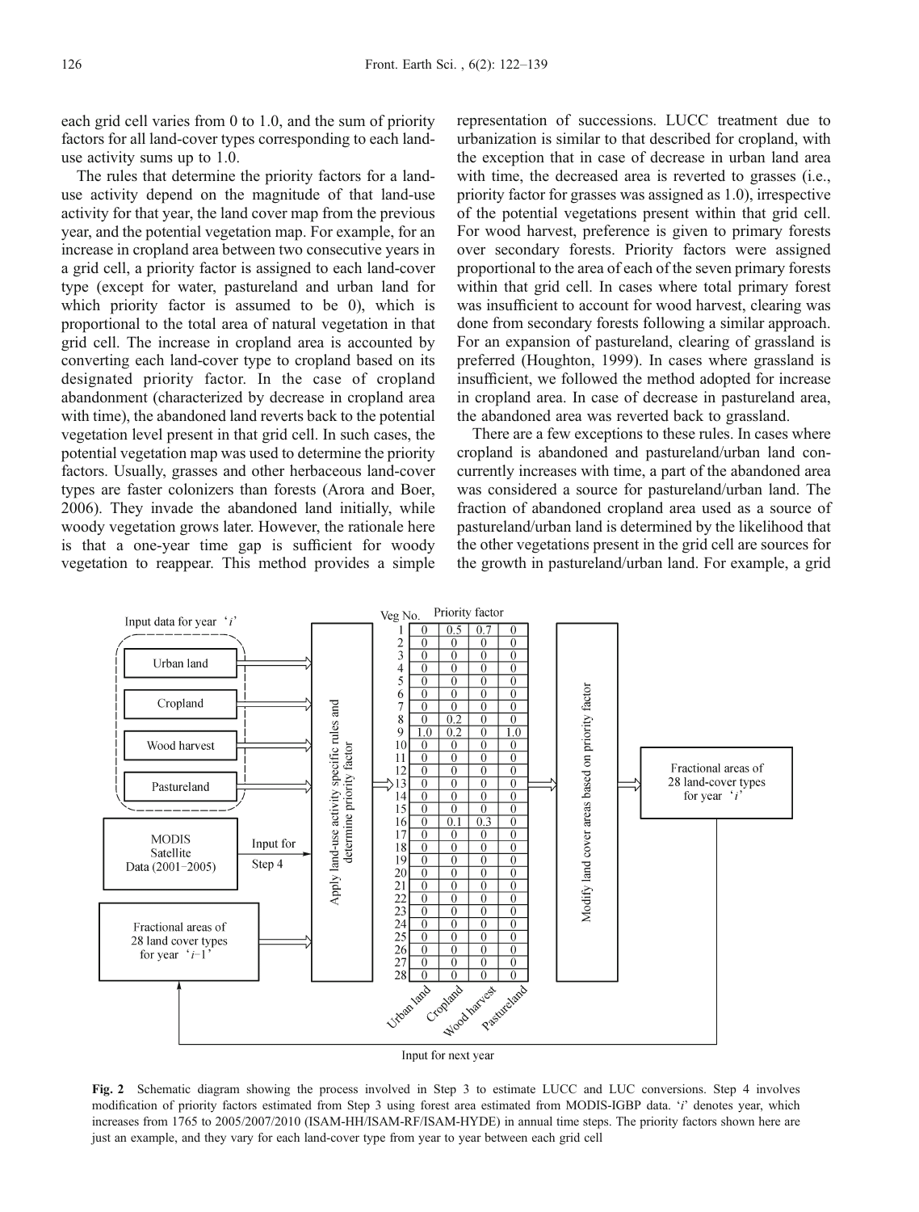each grid cell varies from 0 to 1.0, and the sum of priority factors for all land-cover types corresponding to each land-use activity sums up to 1.0.

The rules that determine the priority factors for a land-use activity depend on the magnitude of that land-use activity for that year, the land cover map from the previous year, and the potential vegetation map. For example, for an increase in cropland area between two consecutive years in a grid cell, a priority factor is assigned to each land-cover type (except for water, pastureland and urban land for which priority factor is assumed to be 0), which is proportional to the total area of natural vegetation in that grid cell. The increase in cropland area is accounted by converting each land-cover type to cropland based on its designated priority factor. In the case of cropland abandonment (characterized by decrease in cropland area with time), the abandoned land reverts back to the potential vegetation level present in that grid cell. In such cases, the potential vegetation map was used to determine the priority factors. Usually, grasses and other herbaceous land-cover types are faster colonizers than forests (Arora and Boer, 2006). They invade the abandoned land initially, while woody vegetation grows later. However, the rationale here is that a one-year time gap is sufficient for woody vegetation to reappear. This method provides a simple representation of successions. LUCC treatment due to urbanization is similar to that described for cropland, with the exception that in case of decrease in urban land area with time, the decreased area is reverted to grasses (i.e., priority factor for grasses was assigned as 1.0), irrespective of the potential vegetations present within that grid cell. For wood harvest, preference is given to primary forests over secondary forests. Priority factors were assigned proportional to the area of each of the seven primary forests within that grid cell. In cases where total primary forest was insufficient to account for wood harvest, clearing was done from secondary forests following a similar approach. For an expansion of pastureland, clearing of grassland is preferred (Houghton, 1999). In cases where grassland is insufficient, we followed the method adopted for increase in cropland area. In case of decrease in pastureland area, the abandoned area was reverted back to grassland.

There are a few exceptions to these rules. In cases where cropland is abandoned and pastureland/urban land concurrently increases with time, a part of the abandoned area was considered a source for pastureland/urban land. The fraction of abandoned cropland area used as a source of pastureland/urban land is determined by the likelihood that the other vegetations present in the grid cell are sources for the growth in pastureland/urban land. For example, a grid

Input data for year ‘i’

Urban land

Cropland

Wood harvest

Pastureland

MODIS Satellite Data (2001–2005)

Input for Step 4

Fractional areas of 28 land cover types for year ‘i–1’

Apply land-use activity specific rules and determine priority factor

| Veg No. | Urban land | Cropland | Wood harvest | Pastureland |
|---|---|---|---|---|
| 1 | 0 | 0.5 | 0.7 | 0 |
| 2 | 0 | 0 | 0 | 0 |
| 3 | 0 | 0 | 0 | 0 |
| 4 | 0 | 0 | 0 | 0 |
| 5 | 0 | 0 | 0 | 0 |
| 6 | 0 | 0 | 0 | 0 |
| 7 | 0 | 0 | 0 | 0 |
| 8 | 0 | 0.2 | 0 | 0 |
| 9 | 1.0 | 0.2 | 0 | 1.0 |
| 10 | 0 | 0 | 0 | 0 |
| 11 | 0 | 0 | 0 | 0 |
| 12 | 0 | 0 | 0 | 0 |
| 13 | 0 | 0 | 0 | 0 |
| 14 | 0 | 0 | 0 | 0 |
| 15 | 0 | 0 | 0 | 0 |
| 16 | 0 | 0.1 | 0.3 | 0 |
| 17 | 0 | 0 | 0 | 0 |
| 18 | 0 | 0 | 0 | 0 |
| 19 | 0 | 0 | 0 | 0 |
| 20 | 0 | 0 | 0 | 0 |
| 21 | 0 | 0 | 0 | 0 |
| 22 | 0 | 0 | 0 | 0 |
| 23 | 0 | 0 | 0 | 0 |
| 24 | 0 | 0 | 0 | 0 |
| 25 | 0 | 0 | 0 | 0 |
| 26 | 0 | 0 | 0 | 0 |
| 27 | 0 | 0 | 0 | 0 |
| 28 | 0 | 0 | 0 | 0 |

Priority factor

Modify land cover areas based on priority factor

Fractional areas of 28 land-cover types for year ‘i’

Input for next year

**Fig. 2** Schematic diagram showing the process involved in Step 3 to estimate LUCC and LUC conversions. Step 4 involves modification of priority factors estimated from Step 3 using forest area estimated from MODIS-IGBP data. ‘i’ denotes year, which increases from 1765 to 2005/2007/2010 (ISAM-HH/ISAM-RF/ISAM-HYDE) in annual time steps. The priority factors shown here are just an example, and they vary for each land-cover type from year to year between each grid cell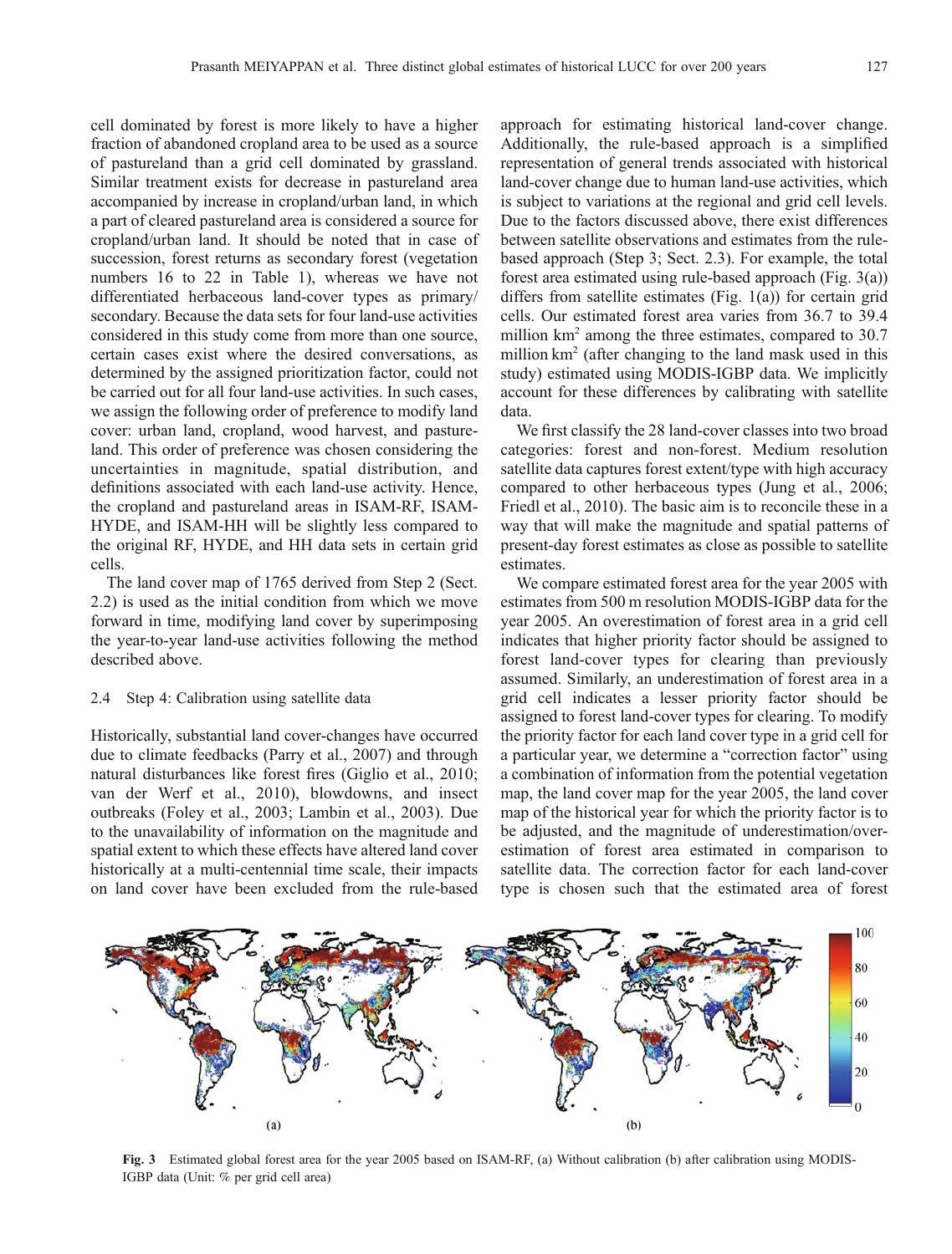cell dominated by forest is more likely to have a higher fraction of abandoned cropland area to be used as a source of pastureland than a grid cell dominated by grassland. Similar treatment exists for decrease in pastureland area accompanied by increase in cropland/urban land, in which a part of cleared pastureland area is considered a source for cropland/urban land. It should be noted that in case of succession, forest returns as secondary forest (vegetation numbers 16 to 22 in Table 1), whereas we have not differentiated herbaceous land-cover types as primary/secondary. Because the data sets for four land-use activities considered in this study come from more than one source, certain cases exist where the desired conversations, as determined by the assigned prioritization factor, could not be carried out for all four land-use activities. In such cases, we assign the following order of preference to modify land cover: urban land, cropland, wood harvest, and pastureland. This order of preference was chosen considering the uncertainties in magnitude, spatial distribution, and definitions associated with each land-use activity. Hence, the cropland and pastureland areas in ISAM-RF, ISAM-HYDE, and ISAM-HH will be slightly less compared to the original RF, HYDE, and HH data sets in certain grid cells.

The land cover map of 1765 derived from Step 2 (Sect. 2.2) is used as the initial condition from which we move forward in time, modifying land cover by superimposing the year-to-year land-use activities following the method described above.

### 2.4 Step 4: Calibration using satellite data

Historically, substantial land cover-changes have occurred due to climate feedbacks (Parry et al., 2007) and through natural disturbances like forest fires (Giglio et al., 2010; van der Werf et al., 2010), blowdowns, and insect outbreaks (Foley et al., 2003; Lambin et al., 2003). Due to the unavailability of information on the magnitude and spatial extent to which these effects have altered land cover historically at a multi-centennial time scale, their impacts on land cover have been excluded from the rule-based approach for estimating historical land-cover change. Additionally, the rule-based approach is a simplified representation of general trends associated with historical land-cover change due to human land-use activities, which is subject to variations at the regional and grid cell levels. Due to the factors discussed above, there exist differences between satellite observations and estimates from the rule-based approach (Step 3; Sect. 2.3). For example, the total forest area estimated using rule-based approach (Fig. 3(a)) differs from satellite estimates (Fig. 1(a)) for certain grid cells. Our estimated forest area varies from 36.7 to 39.4 million km$^2$ among the three estimates, compared to 30.7 million km$^2$ (after changing to the land mask used in this study) estimated using MODIS-IGBP data. We implicitly account for these differences by calibrating with satellite data.

We first classify the 28 land-cover classes into two broad categories: forest and non-forest. Medium resolution satellite data captures forest extent/type with high accuracy compared to other herbaceous types (Jung et al., 2006; Friedl et al., 2010). The basic aim is to reconcile these in a way that will make the magnitude and spatial patterns of present-day forest estimates as close as possible to satellite estimates.

We compare estimated forest area for the year 2005 with estimates from 500 m resolution MODIS-IGBP data for the year 2005. An overestimation of forest area in a grid cell indicates that higher priority factor should be assigned to forest land-cover types for clearing than previously assumed. Similarly, an underestimation of forest area in a grid cell indicates a lesser priority factor should be assigned to forest land-cover types for clearing. To modify the priority factor for each land cover type in a grid cell for a particular year, we determine a "correction factor" using a combination of information from the potential vegetation map, the land cover map for the year 2005, the land cover map of the historical year for which the priority factor is to be adjusted, and the magnitude of underestimation/overestimation of forest area estimated in comparison to satellite data. The correction factor for each land-cover type is chosen such that the estimated area of forest

**Fig. 3** Estimated global forest area for the year 2005 based on ISAM-RF, (a) Without calibration (b) after calibration using MODIS-IGBP data (Unit: % per grid cell area)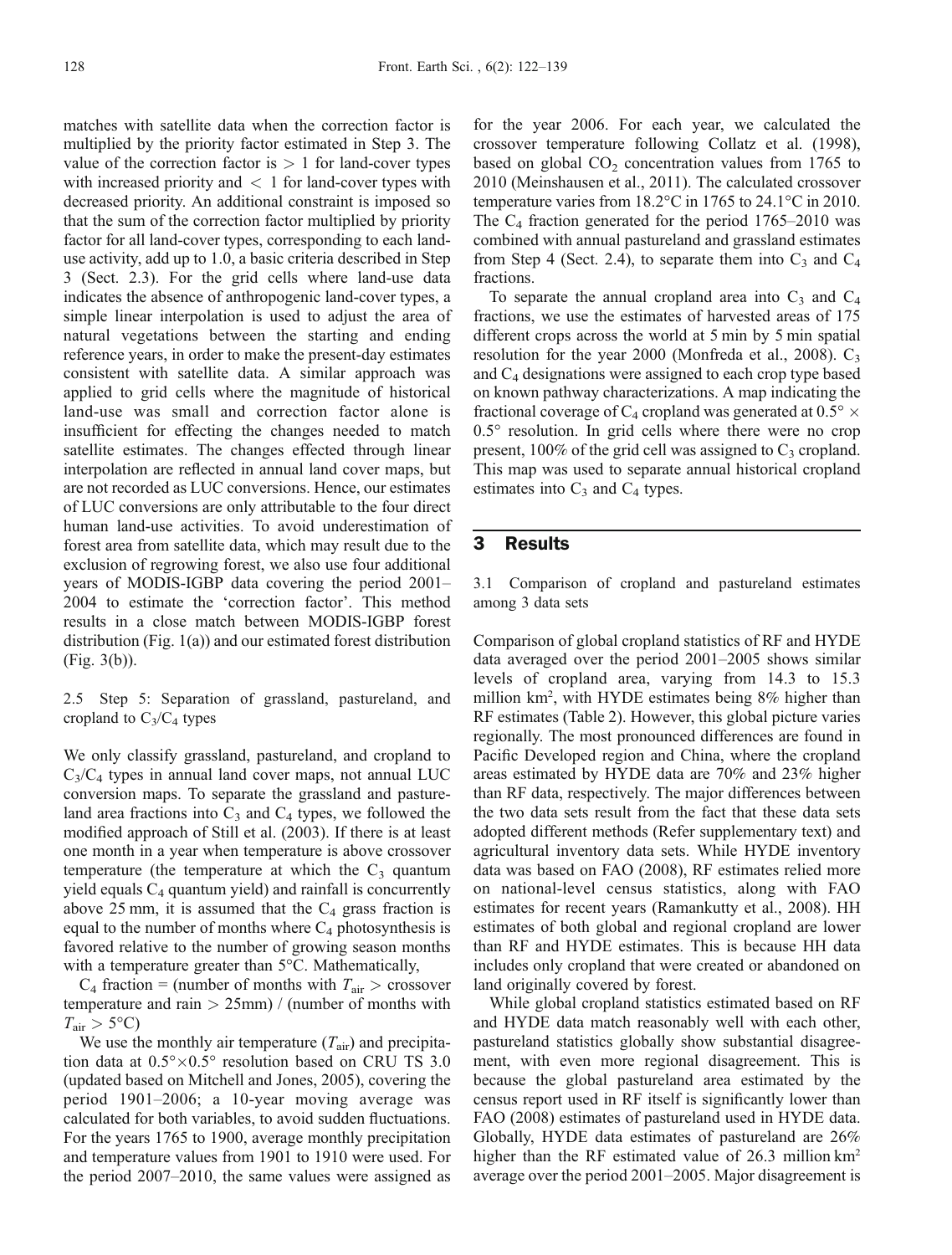matches with satellite data when the correction factor is multiplied by the priority factor estimated in Step 3. The value of the correction factor is $> 1$ for land-cover types with increased priority and $< 1$ for land-cover types with decreased priority. An additional constraint is imposed so that the sum of the correction factor multiplied by priority factor for all land-cover types, corresponding to each land-use activity, add up to 1.0, a basic criteria described in Step 3 (Sect. 2.3). For the grid cells where land-use data indicates the absence of anthropogenic land-cover types, a simple linear interpolation is used to adjust the area of natural vegetations between the starting and ending reference years, in order to make the present-day estimates consistent with satellite data. A similar approach was applied to grid cells where the magnitude of historical land-use was small and correction factor alone is insufficient for effecting the changes needed to match satellite estimates. The changes effected through linear interpolation are reflected in annual land cover maps, but are not recorded as LUC conversions. Hence, our estimates of LUC conversions are only attributable to the four direct human land-use activities. To avoid underestimation of forest area from satellite data, which may result due to the exclusion of regrowing forest, we also use four additional years of MODIS-IGBP data covering the period 2001–2004 to estimate the 'correction factor'. This method results in a close match between MODIS-IGBP forest distribution (Fig. 1(a)) and our estimated forest distribution (Fig. 3(b)).

### 2.5 Step 5: Separation of grassland, pastureland, and cropland to $C_3$/$C_4$ types

We only classify grassland, pastureland, and cropland to $C_3$/$C_4$ types in annual land cover maps, not annual LUC conversion maps. To separate the grassland and pastureland area fractions into $C_3$ and $C_4$ types, we followed the modified approach of Still et al. (2003). If there is at least one month in a year when temperature is above crossover temperature (the temperature at which the $C_3$ quantum yield equals $C_4$ quantum yield) and rainfall is concurrently above 25 mm, it is assumed that the $C_4$ grass fraction is equal to the number of months where $C_4$ photosynthesis is favored relative to the number of growing season months with a temperature greater than 5°C. Mathematically,

$C_4$ fraction = (number of months with $T_{air} >$ crossover temperature and rain $>$ 25mm) / (number of months with $T_{air} > 5°C$)

We use the monthly air temperature ($T_{air}$) and precipitation data at $0.5°\times0.5°$ resolution based on CRU TS 3.0 (updated based on Mitchell and Jones, 2005), covering the period 1901–2006; a 10-year moving average was calculated for both variables, to avoid sudden fluctuations. For the years 1765 to 1900, average monthly precipitation and temperature values from 1901 to 1910 were used. For the period 2007–2010, the same values were assigned as for the year 2006. For each year, we calculated the crossover temperature following Collatz et al. (1998), based on global $CO_2$ concentration values from 1765 to 2010 (Meinshausen et al., 2011). The calculated crossover temperature varies from 18.2°C in 1765 to 24.1°C in 2010. The $C_4$ fraction generated for the period 1765–2010 was combined with annual pastureland and grassland estimates from Step 4 (Sect. 2.4), to separate them into $C_3$ and $C_4$ fractions.

To separate the annual cropland area into $C_3$ and $C_4$ fractions, we use the estimates of harvested areas of 175 different crops across the world at 5 min by 5 min spatial resolution for the year 2000 (Monfreda et al., 2008). $C_3$ and $C_4$ designations were assigned to each crop type based on known pathway characterizations. A map indicating the fractional coverage of $C_4$ cropland was generated at $0.5° \times 0.5°$ resolution. In grid cells where there were no crop present, 100% of the grid cell was assigned to $C_3$ cropland. This map was used to separate annual historical cropland estimates into $C_3$ and $C_4$ types.

## 3 Results

### 3.1 Comparison of cropland and pastureland estimates among 3 data sets

Comparison of global cropland statistics of RF and HYDE data averaged over the period 2001–2005 shows similar levels of cropland area, varying from 14.3 to 15.3 million km$^2$, with HYDE estimates being 8% higher than RF estimates (Table 2). However, this global picture varies regionally. The most pronounced differences are found in Pacific Developed region and China, where the cropland areas estimated by HYDE data are 70% and 23% higher than RF data, respectively. The major differences between the two data sets result from the fact that these data sets adopted different methods (Refer supplementary text) and agricultural inventory data sets. While HYDE inventory data was based on FAO (2008), RF estimates relied more on national-level census statistics, along with FAO estimates for recent years (Ramankutty et al., 2008). HH estimates of both global and regional cropland are lower than RF and HYDE estimates. This is because HH data includes only cropland that were created or abandoned on land originally covered by forest.

While global cropland statistics estimated based on RF and HYDE data match reasonably well with each other, pastureland statistics globally show substantial disagreement, with even more regional disagreement. This is because the global pastureland area estimated by the census report used in RF itself is significantly lower than FAO (2008) estimates of pastureland used in HYDE data. Globally, HYDE data estimates of pastureland are 26% higher than the RF estimated value of 26.3 million km$^2$ average over the period 2001–2005. Major disagreement is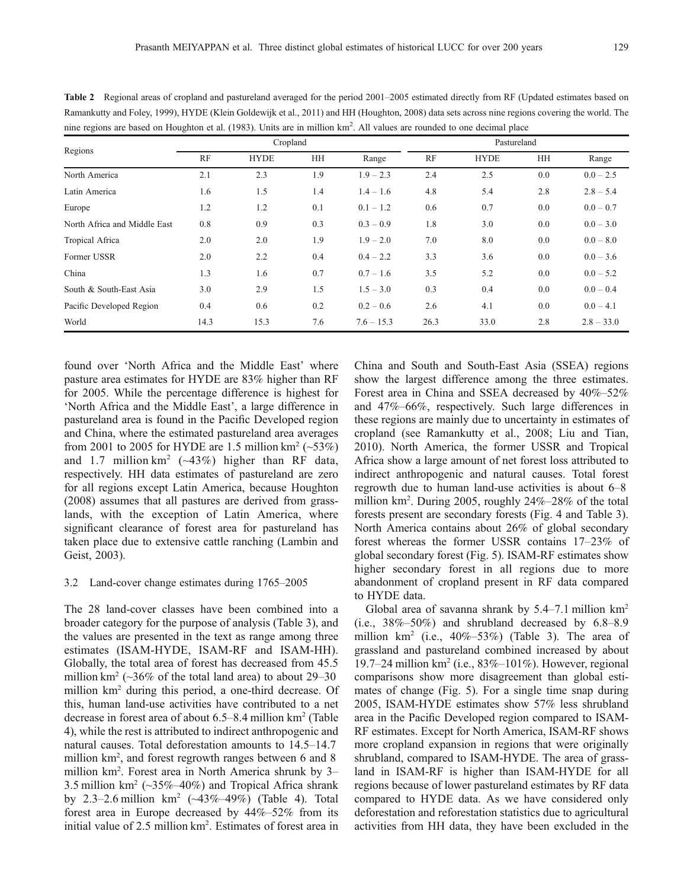**Table 2** Regional areas of cropland and pastureland averaged for the period 2001–2005 estimated directly from RF (Updated estimates based on Ramankutty and Foley, 1999), HYDE (Klein Goldewijk et al., 2011) and HH (Houghton, 2008) data sets across nine regions covering the world. The nine regions are based on Houghton et al. (1983). Units are in million km$^2$. All values are rounded to one decimal place

| Regions | Cropland | | | | Pastureland | | | |
|---|---|---|---|---|---|---|---|---|
| | RF | HYDE | HH | Range | RF | HYDE | HH | Range |
| North America | 2.1 | 2.3 | 1.9 | 1.9 – 2.3 | 2.4 | 2.5 | 0.0 | 0.0 – 2.5 |
| Latin America | 1.6 | 1.5 | 1.4 | 1.4 – 1.6 | 4.8 | 5.4 | 2.8 | 2.8 – 5.4 |
| Europe | 1.2 | 1.2 | 0.1 | 0.1 – 1.2 | 0.6 | 0.7 | 0.0 | 0.0 – 0.7 |
| North Africa and Middle East | 0.8 | 0.9 | 0.3 | 0.3 – 0.9 | 1.8 | 3.0 | 0.0 | 0.0 – 3.0 |
| Tropical Africa | 2.0 | 2.0 | 1.9 | 1.9 – 2.0 | 7.0 | 8.0 | 0.0 | 0.0 – 8.0 |
| Former USSR | 2.0 | 2.2 | 0.4 | 0.4 – 2.2 | 3.3 | 3.6 | 0.0 | 0.0 – 3.6 |
| China | 1.3 | 1.6 | 0.7 | 0.7 – 1.6 | 3.5 | 5.2 | 0.0 | 0.0 – 5.2 |
| South & South-East Asia | 3.0 | 2.9 | 1.5 | 1.5 – 3.0 | 0.3 | 0.4 | 0.0 | 0.0 – 0.4 |
| Pacific Developed Region | 0.4 | 0.6 | 0.2 | 0.2 – 0.6 | 2.6 | 4.1 | 0.0 | 0.0 – 4.1 |
| World | 14.3 | 15.3 | 7.6 | 7.6 – 15.3 | 26.3 | 33.0 | 2.8 | 2.8 – 33.0 |

found over 'North Africa and the Middle East' where pasture area estimates for HYDE are 83% higher than RF for 2005. While the percentage difference is highest for 'North Africa and the Middle East', a large difference in pastureland area is found in the Pacific Developed region and China, where the estimated pastureland area averages from 2001 to 2005 for HYDE are 1.5 million km$^2$ (~53%) and 1.7 million km$^2$ (~43%) higher than RF data, respectively. HH data estimates of pastureland are zero for all regions except Latin America, because Houghton (2008) assumes that all pastures are derived from grasslands, with the exception of Latin America, where significant clearance of forest area for pastureland has taken place due to extensive cattle ranching (Lambin and Geist, 2003).

### 3.2 Land-cover change estimates during 1765–2005

The 28 land-cover classes have been combined into a broader category for the purpose of analysis (Table 3), and the values are presented in the text as range among three estimates (ISAM-HYDE, ISAM-RF and ISAM-HH). Globally, the total area of forest has decreased from 45.5 million km$^2$ (~36% of the total land area) to about 29–30 million km$^2$ during this period, a one-third decrease. Of this, human land-use activities have contributed to a net decrease in forest area of about 6.5–8.4 million km$^2$ (Table 4), while the rest is attributed to indirect anthropogenic and natural causes. Total deforestation amounts to 14.5–14.7 million km$^2$, and forest regrowth ranges between 6 and 8 million km$^2$. Forest area in North America shrunk by 3–3.5 million km$^2$ (~35%–40%) and Tropical Africa shrank by 2.3–2.6 million km$^2$ (~43%–49%) (Table 4). Total forest area in Europe decreased by 44%–52% from its initial value of 2.5 million km$^2$. Estimates of forest area in China and South and South-East Asia (SSEA) regions show the largest difference among the three estimates. Forest area in China and SSEA decreased by 40%–52% and 47%–66%, respectively. Such large differences in these regions are mainly due to uncertainty in estimates of cropland (see Ramankutty et al., 2008; Liu and Tian, 2010). North America, the former USSR and Tropical Africa show a large amount of net forest loss attributed to indirect anthropogenic and natural causes. Total forest regrowth due to human land-use activities is about 6–8 million km$^2$. During 2005, roughly 24%–28% of the total forests present are secondary forests (Fig. 4 and Table 3). North America contains about 26% of global secondary forest whereas the former USSR contains 17–23% of global secondary forest (Fig. 5). ISAM-RF estimates show higher secondary forest in all regions due to more abandonment of cropland present in RF data compared to HYDE data.

Global area of savanna shrank by 5.4–7.1 million km$^2$ (i.e., 38%–50%) and shrubland decreased by 6.8–8.9 million km$^2$ (i.e., 40%–53%) (Table 3). The area of grassland and pastureland combined increased by about 19.7–24 million km$^2$ (i.e., 83%–101%). However, regional comparisons show more disagreement than global estimates of change (Fig. 5). For a single time snap during 2005, ISAM-HYDE estimates show 57% less shrubland area in the Pacific Developed region compared to ISAM-RF estimates. Except for North America, ISAM-RF shows more cropland expansion in regions that were originally shrubland, compared to ISAM-HYDE. The area of grassland in ISAM-RF is higher than ISAM-HYDE for all regions because of lower pastureland estimates by RF data compared to HYDE data. As we have considered only deforestation and reforestation statistics due to agricultural activities from HH data, they have been excluded in the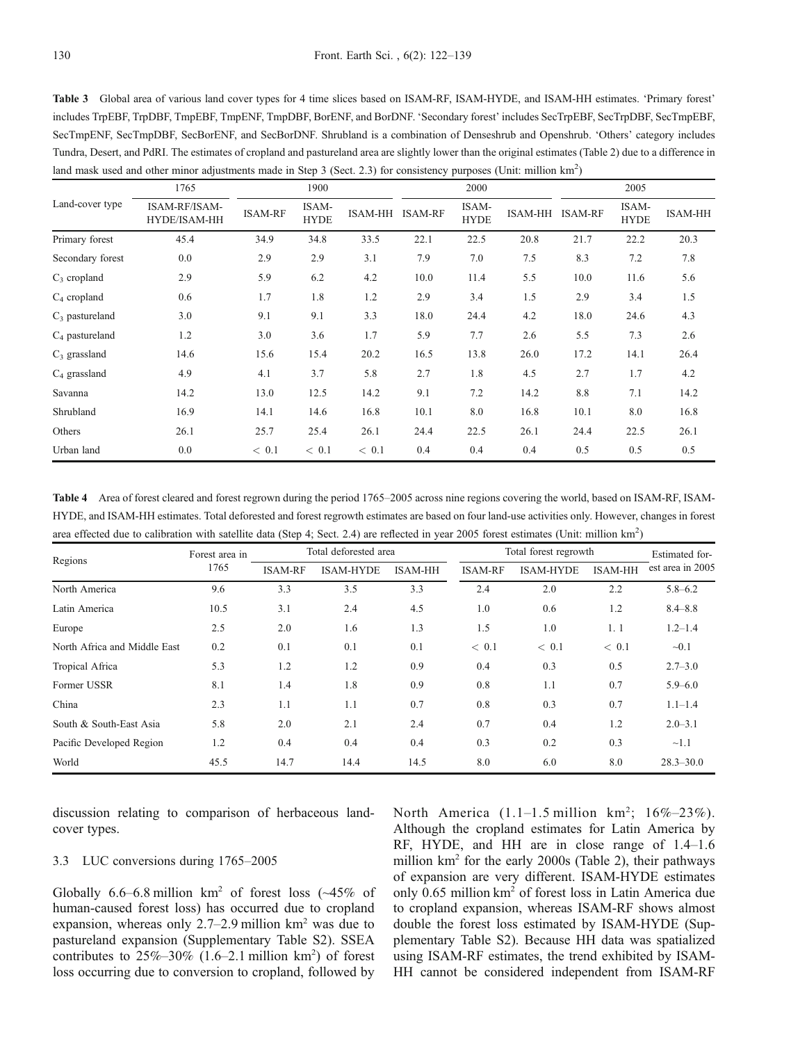**Table 3** Global area of various land cover types for 4 time slices based on ISAM-RF, ISAM-HYDE, and ISAM-HH estimates. 'Primary forest' includes TrpEBF, TrpDBF, TmpEBF, TmpENF, TmpDBF, BorENF, and BorDNF. 'Secondary forest' includes SecTrpEBF, SecTrpDBF, SecTmpEBF, SecTmpENF, SecTmpDBF, SecBorENF, and SecBorDNF. Shrubland is a combination of Denseshrub and Openshrub. 'Others' category includes Tundra, Desert, and PdRI. The estimates of cropland and pastureland area are slightly lower than the original estimates (Table 2) due to a difference in land mask used and other minor adjustments made in Step 3 (Sect. 2.3) for consistency purposes (Unit: million km$^2$)

| Land-cover type | 1765 | 1900 | | | 2000 | | | 2005 | | |
|---|---|---|---|---|---|---|---|---|---|---|
| | ISAM-RF/ISAM-HYDE/ISAM-HH | ISAM-RF | ISAM-HYDE | ISAM-HH | ISAM-RF | ISAM-HYDE | ISAM-HH | ISAM-RF | ISAM-HYDE | ISAM-HH |
| Primary forest | 45.4 | 34.9 | 34.8 | 33.5 | 22.1 | 22.5 | 20.8 | 21.7 | 22.2 | 20.3 |
| Secondary forest | 0.0 | 2.9 | 2.9 | 3.1 | 7.9 | 7.0 | 7.5 | 8.3 | 7.2 | 7.8 |
| $C_3$ cropland | 2.9 | 5.9 | 6.2 | 4.2 | 10.0 | 11.4 | 5.5 | 10.0 | 11.6 | 5.6 |
| $C_4$ cropland | 0.6 | 1.7 | 1.8 | 1.2 | 2.9 | 3.4 | 1.5 | 2.9 | 3.4 | 1.5 |
| $C_3$ pastureland | 3.0 | 9.1 | 9.1 | 3.3 | 18.0 | 24.4 | 4.2 | 18.0 | 24.6 | 4.3 |
| $C_4$ pastureland | 1.2 | 3.0 | 3.6 | 1.7 | 5.9 | 7.7 | 2.6 | 5.5 | 7.3 | 2.6 |
| $C_3$ grassland | 14.6 | 15.6 | 15.4 | 20.2 | 16.5 | 13.8 | 26.0 | 17.2 | 14.1 | 26.4 |
| $C_4$ grassland | 4.9 | 4.1 | 3.7 | 5.8 | 2.7 | 1.8 | 4.5 | 2.7 | 1.7 | 4.2 |
| Savanna | 14.2 | 13.0 | 12.5 | 14.2 | 9.1 | 7.2 | 14.2 | 8.8 | 7.1 | 14.2 |
| Shrubland | 16.9 | 14.1 | 14.6 | 16.8 | 10.1 | 8.0 | 16.8 | 10.1 | 8.0 | 16.8 |
| Others | 26.1 | 25.7 | 25.4 | 26.1 | 24.4 | 22.5 | 26.1 | 24.4 | 22.5 | 26.1 |
| Urban land | 0.0 | < 0.1 | < 0.1 | < 0.1 | 0.4 | 0.4 | 0.4 | 0.5 | 0.5 | 0.5 |

**Table 4** Area of forest cleared and forest regrown during the period 1765–2005 across nine regions covering the world, based on ISAM-RF, ISAM-HYDE, and ISAM-HH estimates. Total deforested and forest regrowth estimates are based on four land-use activities only. However, changes in forest area effected due to calibration with satellite data (Step 4; Sect. 2.4) are reflected in year 2005 forest estimates (Unit: million km$^2$)

| Regions | Forest area in 1765 | Total deforested area | | | Total forest regrowth | | | Estimated forest area in 2005 |
|---|---|---|---|---|---|---|---|---|
| | | ISAM-RF | ISAM-HYDE | ISAM-HH | ISAM-RF | ISAM-HYDE | ISAM-HH | |
| North America | 9.6 | 3.3 | 3.5 | 3.3 | 2.4 | 2.0 | 2.2 | 5.8–6.2 |
| Latin America | 10.5 | 3.1 | 2.4 | 4.5 | 1.0 | 0.6 | 1.2 | 8.4–8.8 |
| Europe | 2.5 | 2.0 | 1.6 | 1.3 | 1.5 | 1.0 | 1. 1 | 1.2–1.4 |
| North Africa and Middle East | 0.2 | 0.1 | 0.1 | 0.1 | < 0.1 | < 0.1 | < 0.1 | ~0.1 |
| Tropical Africa | 5.3 | 1.2 | 1.2 | 0.9 | 0.4 | 0.3 | 0.5 | 2.7–3.0 |
| Former USSR | 8.1 | 1.4 | 1.8 | 0.9 | 0.8 | 1.1 | 0.7 | 5.9–6.0 |
| China | 2.3 | 1.1 | 1.1 | 0.7 | 0.8 | 0.3 | 0.7 | 1.1–1.4 |
| South & South-East Asia | 5.8 | 2.0 | 2.1 | 2.4 | 0.7 | 0.4 | 1.2 | 2.0–3.1 |
| Pacific Developed Region | 1.2 | 0.4 | 0.4 | 0.4 | 0.3 | 0.2 | 0.3 | ~1.1 |
| World | 45.5 | 14.7 | 14.4 | 14.5 | 8.0 | 6.0 | 8.0 | 28.3–30.0 |

discussion relating to comparison of herbaceous land-cover types.

### 3.3 LUC conversions during 1765–2005

Globally 6.6–6.8 million km$^2$ of forest loss (~45% of human-caused forest loss) has occurred due to cropland expansion, whereas only 2.7–2.9 million km$^2$ was due to pastureland expansion (Supplementary Table S2). SSEA contributes to 25%–30% (1.6–2.1 million km$^2$) of forest loss occurring due to conversion to cropland, followed by North America (1.1–1.5 million km$^2$; 16%–23%). Although the cropland estimates for Latin America by RF, HYDE, and HH are in close range of 1.4–1.6 million km$^2$ for the early 2000s (Table 2), their pathways of expansion are very different. ISAM-HYDE estimates only 0.65 million km$^2$ of forest loss in Latin America due to cropland expansion, whereas ISAM-RF shows almost double the forest loss estimated by ISAM-HYDE (Supplementary Table S2). Because HH data was spatialized using ISAM-RF estimates, the trend exhibited by ISAM-HH cannot be considered independent from ISAM-RF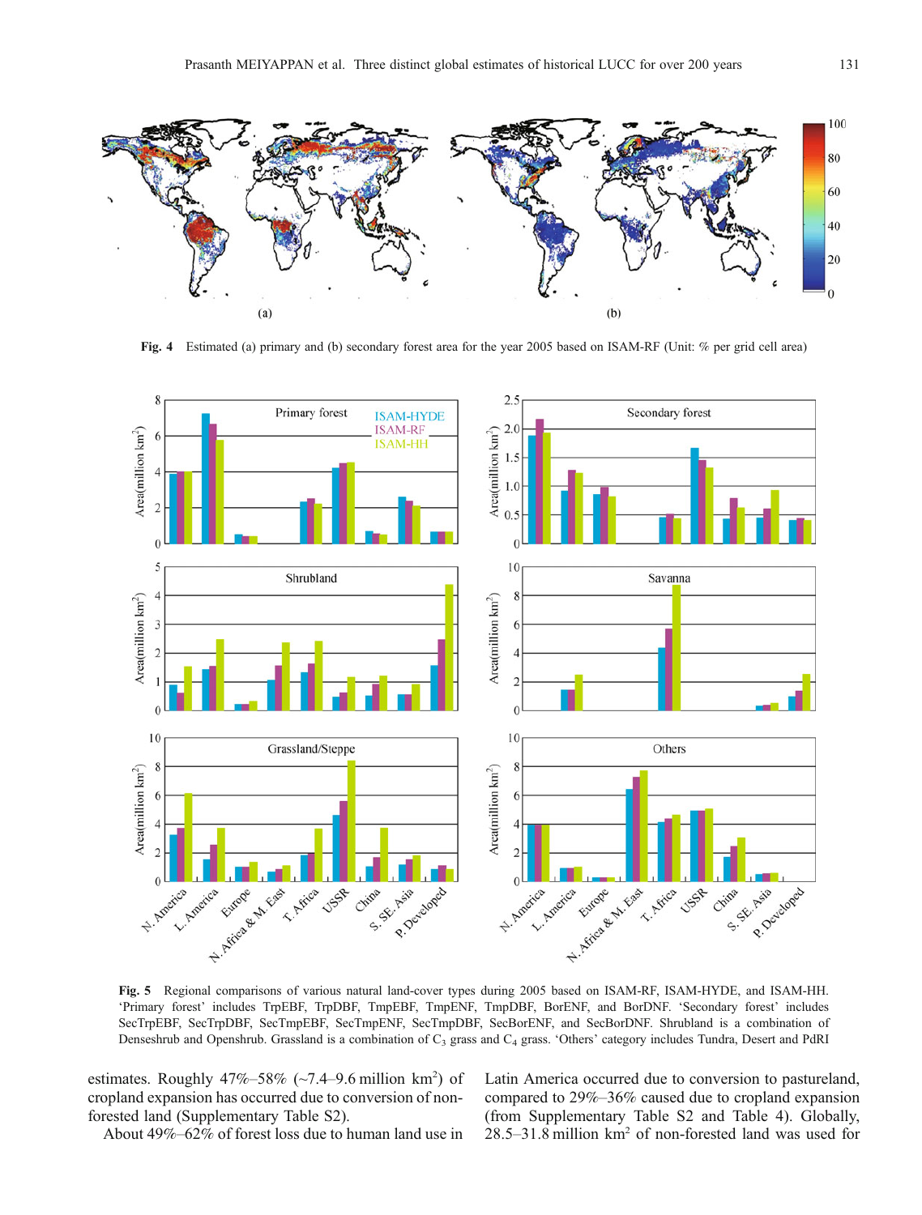**Fig. 4** Estimated (a) primary and (b) secondary forest area for the year 2005 based on ISAM-RF (Unit: % per grid cell area)

**Fig. 5** Regional comparisons of various natural land-cover types during 2005 based on ISAM-RF, ISAM-HYDE, and ISAM-HH. 'Primary forest' includes TrpEBF, TrpDBF, TmpEBF, TmpENF, TmpDBF, BorENF, and BorDNF. 'Secondary forest' includes SecTrpEBF, SecTrpDBF, SecTmpEBF, SecTmpENF, SecTmpDBF, SecBorENF, and SecBorDNF. Shrubland is a combination of Denseshrub and Openshrub. Grassland is a combination of $C_3$ grass and $C_4$ grass. 'Others' category includes Tundra, Desert and PdRI

estimates. Roughly 47%–58% (~7.4–9.6 million km$^2$) of cropland expansion has occurred due to conversion of non-forested land (Supplementary Table S2).

About 49%–62% of forest loss due to human land use in Latin America occurred due to conversion to pastureland, compared to 29%–36% caused due to cropland expansion (from Supplementary Table S2 and Table 4). Globally, 28.5–31.8 million km$^2$ of non-forested land was used for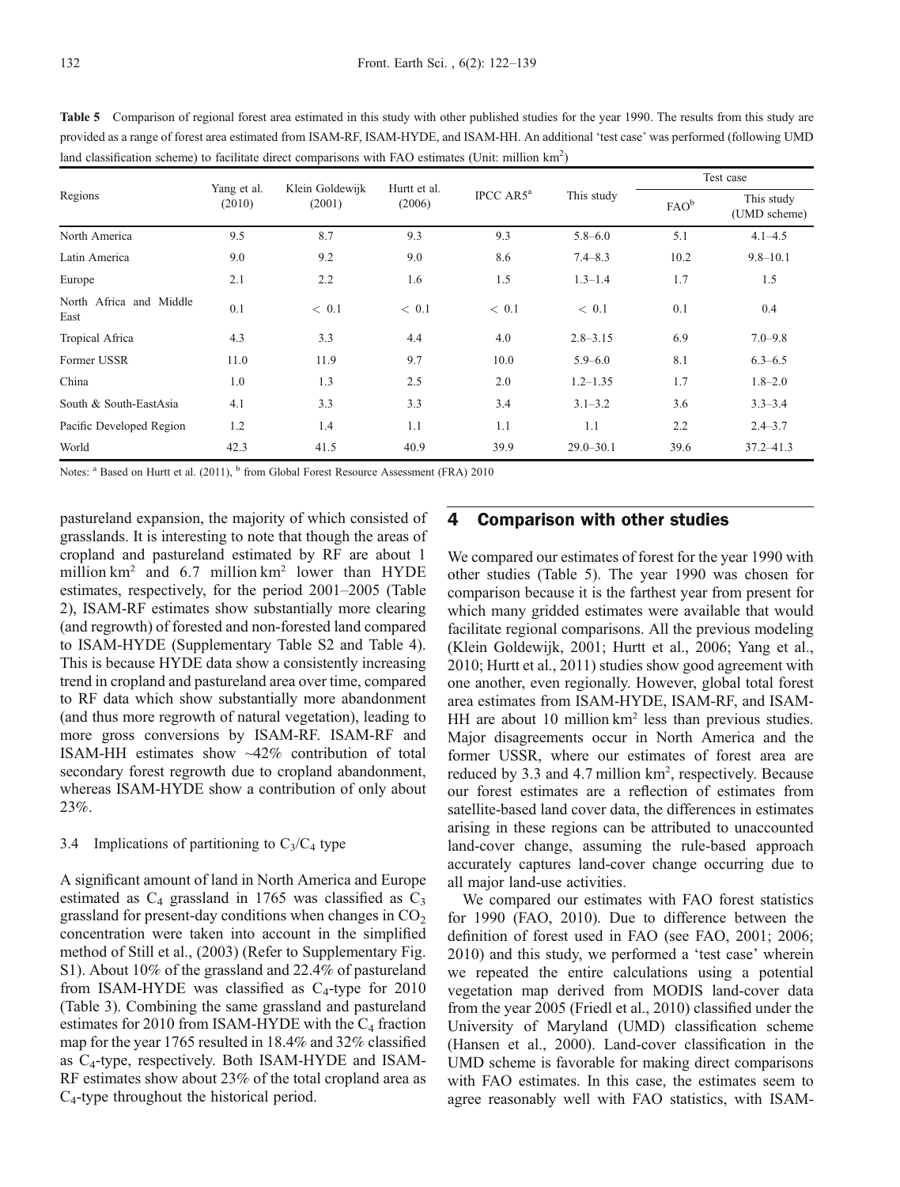**Table 5** Comparison of regional forest area estimated in this study with other published studies for the year 1990. The results from this study are provided as a range of forest area estimated from ISAM-RF, ISAM-HYDE, and ISAM-HH. An additional 'test case' was performed (following UMD land classification scheme) to facilitate direct comparisons with FAO estimates (Unit: million km$^2$)

| Regions | Yang et al. (2010) | Klein Goldewijk (2001) | Hurtt et al. (2006) | IPCC AR5[a] | This study | Test case | |
|---|---|---|---|---|---|---|---|
| | | | | | | FAO[b] | This study (UMD scheme) |
| North America | 9.5 | 8.7 | 9.3 | 9.3 | 5.8–6.0 | 5.1 | 4.1–4.5 |
| Latin America | 9.0 | 9.2 | 9.0 | 8.6 | 7.4–8.3 | 10.2 | 9.8–10.1 |
| Europe | 2.1 | 2.2 | 1.6 | 1.5 | 1.3–1.4 | 1.7 | 1.5 |
| North Africa and Middle East | 0.1 | < 0.1 | < 0.1 | < 0.1 | < 0.1 | 0.1 | 0.4 |
| Tropical Africa | 4.3 | 3.3 | 4.4 | 4.0 | 2.8–3.15 | 6.9 | 7.0–9.8 |
| Former USSR | 11.0 | 11.9 | 9.7 | 10.0 | 5.9–6.0 | 8.1 | 6.3–6.5 |
| China | 1.0 | 1.3 | 2.5 | 2.0 | 1.2–1.35 | 1.7 | 1.8–2.0 |
| South & South-EastAsia | 4.1 | 3.3 | 3.3 | 3.4 | 3.1–3.2 | 3.6 | 3.3–3.4 |
| Pacific Developed Region | 1.2 | 1.4 | 1.1 | 1.1 | 1.1 | 2.2 | 2.4–3.7 |
| World | 42.3 | 41.5 | 40.9 | 39.9 | 29.0–30.1 | 39.6 | 37.2–41.3 |

Notes: [a] Based on Hurtt et al. (2011), [b] from Global Forest Resource Assessment (FRA) 2010

pastureland expansion, the majority of which consisted of grasslands. It is interesting to note that though the areas of cropland and pastureland estimated by RF are about 1 million km$^2$ and 6.7 million km$^2$ lower than HYDE estimates, respectively, for the period 2001–2005 (Table 2), ISAM-RF estimates show substantially more clearing (and regrowth) of forested and non-forested land compared to ISAM-HYDE (Supplementary Table S2 and Table 4). This is because HYDE data show a consistently increasing trend in cropland and pastureland area over time, compared to RF data which show substantially more abandonment (and thus more regrowth of natural vegetation), leading to more gross conversions by ISAM-RF. ISAM-RF and ISAM-HH estimates show ~42% contribution of total secondary forest regrowth due to cropland abandonment, whereas ISAM-HYDE show a contribution of only about 23%.

### 3.4 Implications of partitioning to $C_3$/$C_4$ type

A significant amount of land in North America and Europe estimated as $C_4$ grassland in 1765 was classified as $C_3$ grassland for present-day conditions when changes in $CO_2$ concentration were taken into account in the simplified method of Still et al., (2003) (Refer to Supplementary Fig. S1). About 10% of the grassland and 22.4% of pastureland from ISAM-HYDE was classified as $C_4$-type for 2010 (Table 3). Combining the same grassland and pastureland estimates for 2010 from ISAM-HYDE with the $C_4$ fraction map for the year 1765 resulted in 18.4% and 32% classified as $C_4$-type, respectively. Both ISAM-HYDE and ISAM-RF estimates show about 23% of the total cropland area as $C_4$-type throughout the historical period.

## 4 Comparison with other studies

We compared our estimates of forest for the year 1990 with other studies (Table 5). The year 1990 was chosen for comparison because it is the farthest year from present for which many gridded estimates were available that would facilitate regional comparisons. All the previous modeling (Klein Goldewijk, 2001; Hurtt et al., 2006; Yang et al., 2010; Hurtt et al., 2011) studies show good agreement with one another, even regionally. However, global total forest area estimates from ISAM-HYDE, ISAM-RF, and ISAM-HH are about 10 million km$^2$ less than previous studies. Major disagreements occur in North America and the former USSR, where our estimates of forest area are reduced by 3.3 and 4.7 million km$^2$, respectively. Because our forest estimates are a reflection of estimates from satellite-based land cover data, the differences in estimates arising in these regions can be attributed to unaccounted land-cover change, assuming the rule-based approach accurately captures land-cover change occurring due to all major land-use activities.

We compared our estimates with FAO forest statistics for 1990 (FAO, 2010). Due to difference between the definition of forest used in FAO (see FAO, 2001; 2006; 2010) and this study, we performed a 'test case' wherein we repeated the entire calculations using a potential vegetation map derived from MODIS land-cover data from the year 2005 (Friedl et al., 2010) classified under the University of Maryland (UMD) classification scheme (Hansen et al., 2000). Land-cover classification in the UMD scheme is favorable for making direct comparisons with FAO estimates. In this case, the estimates seem to agree reasonably well with FAO statistics, with ISAM-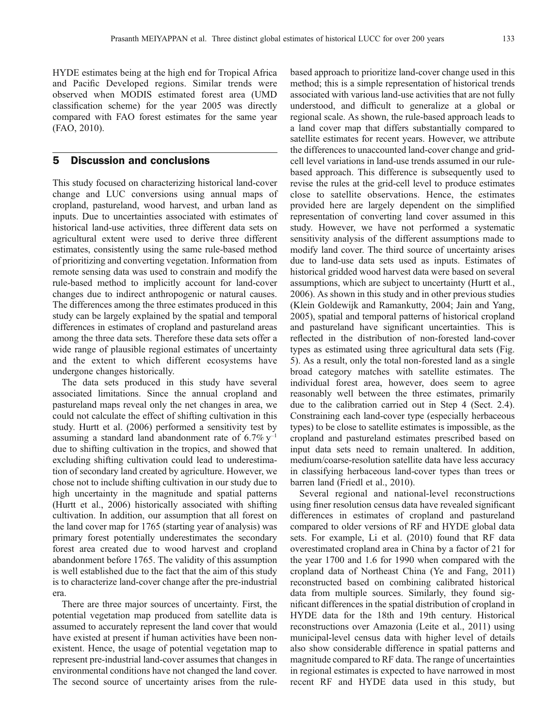HYDE estimates being at the high end for Tropical Africa and Pacific Developed regions. Similar trends were observed when MODIS estimated forest area (UMD classification scheme) for the year 2005 was directly compared with FAO forest estimates for the same year (FAO, 2010).

## 5 Discussion and conclusions

This study focused on characterizing historical land-cover change and LUC conversions using annual maps of cropland, pastureland, wood harvest, and urban land as inputs. Due to uncertainties associated with estimates of historical land-use activities, three different data sets on agricultural extent were used to derive three different estimates, consistently using the same rule-based method of prioritizing and converting vegetation. Information from remote sensing data was used to constrain and modify the rule-based method to implicitly account for land-cover changes due to indirect anthropogenic or natural causes. The differences among the three estimates produced in this study can be largely explained by the spatial and temporal differences in estimates of cropland and pastureland areas among the three data sets. Therefore these data sets offer a wide range of plausible regional estimates of uncertainty and the extent to which different ecosystems have undergone changes historically.

The data sets produced in this study have several associated limitations. Since the annual cropland and pastureland maps reveal only the net changes in area, we could not calculate the effect of shifting cultivation in this study. Hurtt et al. (2006) performed a sensitivity test by assuming a standard land abandonment rate of 6.7% $y^{-1}$ due to shifting cultivation in the tropics, and showed that excluding shifting cultivation could lead to underestimation of secondary land created by agriculture. However, we chose not to include shifting cultivation in our study due to high uncertainty in the magnitude and spatial patterns (Hurtt et al., 2006) historically associated with shifting cultivation. In addition, our assumption that all forest on the land cover map for 1765 (starting year of analysis) was primary forest potentially underestimates the secondary forest area created due to wood harvest and cropland abandonment before 1765. The validity of this assumption is well established due to the fact that the aim of this study is to characterize land-cover change after the pre-industrial era.

There are three major sources of uncertainty. First, the potential vegetation map produced from satellite data is assumed to accurately represent the land cover that would have existed at present if human activities have been non-existent. Hence, the usage of potential vegetation map to represent pre-industrial land-cover assumes that changes in environmental conditions have not changed the land cover. The second source of uncertainty arises from the rule-based approach to prioritize land-cover change used in this method; this is a simple representation of historical trends associated with various land-use activities that are not fully understood, and difficult to generalize at a global or regional scale. As shown, the rule-based approach leads to a land cover map that differs substantially compared to satellite estimates for recent years. However, we attribute the differences to unaccounted land-cover change and grid-cell level variations in land-use trends assumed in our rule-based approach. This difference is subsequently used to revise the rules at the grid-cell level to produce estimates close to satellite observations. Hence, the estimates provided here are largely dependent on the simplified representation of converting land cover assumed in this study. However, we have not performed a systematic sensitivity analysis of the different assumptions made to modify land cover. The third source of uncertainty arises due to land-use data sets used as inputs. Estimates of historical gridded wood harvest data were based on several assumptions, which are subject to uncertainty (Hurtt et al., 2006). As shown in this study and in other previous studies (Klein Goldewijk and Ramankutty, 2004; Jain and Yang, 2005), spatial and temporal patterns of historical cropland and pastureland have significant uncertainties. This is reflected in the distribution of non-forested land-cover types as estimated using three agricultural data sets (Fig. 5). As a result, only the total non-forested land as a single broad category matches with satellite estimates. The individual forest area, however, does seem to agree reasonably well between the three estimates, primarily due to the calibration carried out in Step 4 (Sect. 2.4). Constraining each land-cover type (especially herbaceous types) to be close to satellite estimates is impossible, as the cropland and pastureland estimates prescribed based on input data sets need to remain unaltered. In addition, medium/coarse-resolution satellite data have less accuracy in classifying herbaceous land-cover types than trees or barren land (Friedl et al., 2010).

Several regional and national-level reconstructions using finer resolution census data have revealed significant differences in estimates of cropland and pastureland compared to older versions of RF and HYDE global data sets. For example, Li et al. (2010) found that RF data overestimated cropland area in China by a factor of 21 for the year 1700 and 1.6 for 1990 when compared with the cropland data of Northeast China (Ye and Fang, 2011) reconstructed based on combining calibrated historical data from multiple sources. Similarly, they found significant differences in the spatial distribution of cropland in HYDE data for the 18th and 19th century. Historical reconstructions over Amazonia (Leite et al., 2011) using municipal-level census data with higher level of details also show considerable difference in spatial patterns and magnitude compared to RF data. The range of uncertainties in regional estimates is expected to have narrowed in most recent RF and HYDE data used in this study, but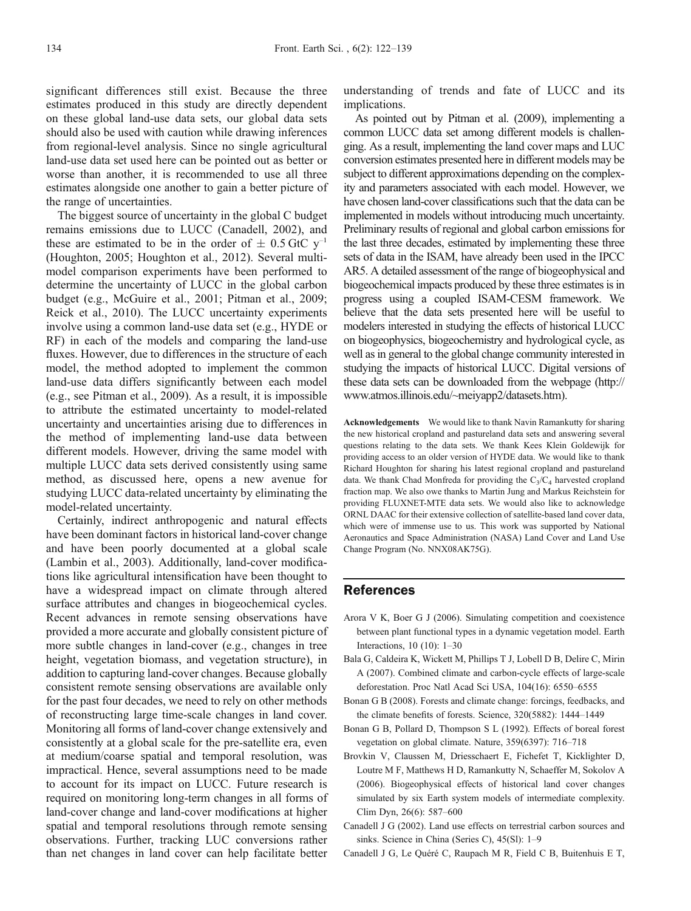significant differences still exist. Because the three estimates produced in this study are directly dependent on these global land-use data sets, our global data sets should also be used with caution while drawing inferences from regional-level analysis. Since no single agricultural land-use data set used here can be pointed out as better or worse than another, it is recommended to use all three estimates alongside one another to gain a better picture of the range of uncertainties.

The biggest source of uncertainty in the global C budget remains emissions due to LUCC (Canadell, 2002), and these are estimated to be in the order of $\pm$ 0.5 GtC $y^{-1}$ (Houghton, 2005; Houghton et al., 2012). Several multi-model comparison experiments have been performed to determine the uncertainty of LUCC in the global carbon budget (e.g., McGuire et al., 2001; Pitman et al., 2009; Reick et al., 2010). The LUCC uncertainty experiments involve using a common land-use data set (e.g., HYDE or RF) in each of the models and comparing the land-use fluxes. However, due to differences in the structure of each model, the method adopted to implement the common land-use data differs significantly between each model (e.g., see Pitman et al., 2009). As a result, it is impossible to attribute the estimated uncertainty to model-related uncertainty and uncertainties arising due to differences in the method of implementing land-use data between different models. However, driving the same model with multiple LUCC data sets derived consistently using same method, as discussed here, opens a new avenue for studying LUCC data-related uncertainty by eliminating the model-related uncertainty.

Certainly, indirect anthropogenic and natural effects have been dominant factors in historical land-cover change and have been poorly documented at a global scale (Lambin et al., 2003). Additionally, land-cover modifications like agricultural intensification have been thought to have a widespread impact on climate through altered surface attributes and changes in biogeochemical cycles. Recent advances in remote sensing observations have provided a more accurate and globally consistent picture of more subtle changes in land-cover (e.g., changes in tree height, vegetation biomass, and vegetation structure), in addition to capturing land-cover changes. Because globally consistent remote sensing observations are available only for the past four decades, we need to rely on other methods of reconstructing large time-scale changes in land cover. Monitoring all forms of land-cover change extensively and consistently at a global scale for the pre-satellite era, even at medium/coarse spatial and temporal resolution, was impractical. Hence, several assumptions need to be made to account for its impact on LUCC. Future research is required on monitoring long-term changes in all forms of land-cover change and land-cover modifications at higher spatial and temporal resolutions through remote sensing observations. Further, tracking LUC conversions rather than net changes in land cover can help facilitate better understanding of trends and fate of LUCC and its implications.

As pointed out by Pitman et al. (2009), implementing a common LUCC data set among different models is challenging. As a result, implementing the land cover maps and LUC conversion estimates presented here in different models may be subject to different approximations depending on the complexity and parameters associated with each model. However, we have chosen land-cover classifications such that the data can be implemented in models without introducing much uncertainty. Preliminary results of regional and global carbon emissions for the last three decades, estimated by implementing these three sets of data in the ISAM, have already been used in the IPCC AR5. A detailed assessment of the range of biogeophysical and biogeochemical impacts produced by these three estimates is in progress using a coupled ISAM-CESM framework. We believe that the data sets presented here will be useful to modelers interested in studying the effects of historical LUCC on biogeophysics, biogeochemistry and hydrological cycle, as well as in general to the global change community interested in studying the impacts of historical LUCC. Digital versions of these data sets can be downloaded from the webpage (http://www.atmos.illinois.edu/~meiyapp2/datasets.htm).

**Acknowledgements** We would like to thank Navin Ramankutty for sharing the new historical cropland and pastureland data sets and answering several questions relating to the data sets. We thank Kees Klein Goldewijk for providing access to an older version of HYDE data. We would like to thank Richard Houghton for sharing his latest regional cropland and pastureland data. We thank Chad Monfreda for providing the $C_3/C_4$ harvested cropland fraction map. We also owe thanks to Martin Jung and Markus Reichstein for providing FLUXNET-MTE data sets. We would also like to acknowledge ORNL DAAC for their extensive collection of satellite-based land cover data, which were of immense use to us. This work was supported by National Aeronautics and Space Administration (NASA) Land Cover and Land Use Change Program (No. NNX08AK75G).

## References

Arora V K, Boer G J (2006). Simulating competition and coexistence between plant functional types in a dynamic vegetation model. Earth Interactions, 10 (10): 1–30

Bala G, Caldeira K, Wickett M, Phillips T J, Lobell D B, Delire C, Mirin A (2007). Combined climate and carbon-cycle effects of large-scale deforestation. Proc Natl Acad Sci USA, 104(16): 6550–6555

Bonan G B (2008). Forests and climate change: forcings, feedbacks, and the climate benefits of forests. Science, 320(5882): 1444–1449

Bonan G B, Pollard D, Thompson S L (1992). Effects of boreal forest vegetation on global climate. Nature, 359(6397): 716–718

Brovkin V, Claussen M, Driesschaert E, Fichefet T, Kicklighter D, Loutre M F, Matthews H D, Ramankutty N, Schaeffer M, Sokolov A (2006). Biogeophysical effects of historical land cover changes simulated by six Earth system models of intermediate complexity. Clim Dyn, 26(6): 587–600

Canadell J G (2002). Land use effects on terrestrial carbon sources and sinks. Science in China (Series C), 45(Sl): 1–9

Canadell J G, Le Quéré C, Raupach M R, Field C B, Buitenhuis E T,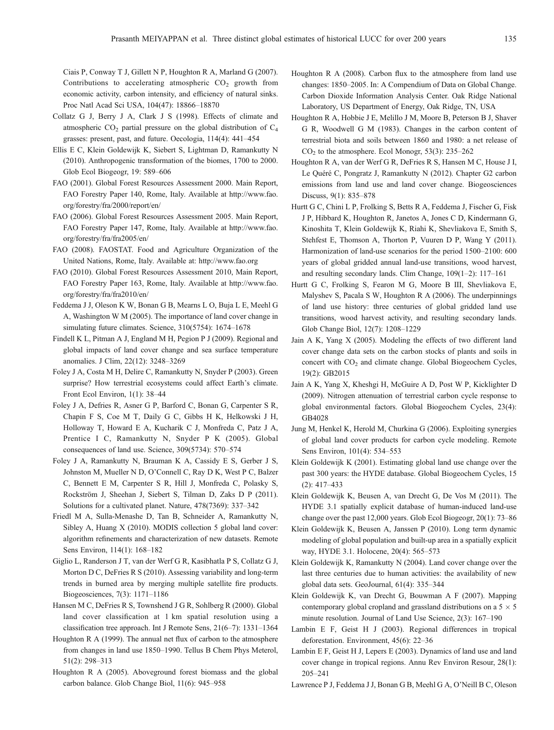Ciais P, Conway T J, Gillett N P, Houghton R A, Marland G (2007). Contributions to accelerating atmospheric $CO_2$ growth from economic activity, carbon intensity, and efficiency of natural sinks. Proc Natl Acad Sci USA, 104(47): 18866–18870

Collatz G J, Berry J A, Clark J S (1998). Effects of climate and atmospheric $CO_2$ partial pressure on the global distribution of $C_4$ grasses: present, past, and future. Oecologia, 114(4): 441–454

Ellis E C, Klein Goldewijk K, Siebert S, Lightman D, Ramankutty N (2010). Anthropogenic transformation of the biomes, 1700 to 2000. Glob Ecol Biogeogr, 19: 589–606

FAO (2001). Global Forest Resources Assessment 2000. Main Report, FAO Forestry Paper 140, Rome, Italy. Available at http://www.fao.org/forestry/fra/2000/report/en/

FAO (2006). Global Forest Resources Assessment 2005. Main Report, FAO Forestry Paper 147, Rome, Italy. Available at http://www.fao.org/forestry/fra/fra2005/en/

FAO (2008). FAOSTAT. Food and Agriculture Organization of the United Nations, Rome, Italy. Available at: http://www.fao.org

FAO (2010). Global Forest Resources Assessment 2010, Main Report, FAO Forestry Paper 163, Rome, Italy. Available at http://www.fao.org/forestry/fra/fra2010/en/

Feddema J J, Oleson K W, Bonan G B, Mearns L O, Buja L E, Meehl G A, Washington W M (2005). The importance of land cover change in simulating future climates. Science, 310(5754): 1674–1678

Findell K L, Pitman A J, England M H, Pegion P J (2009). Regional and global impacts of land cover change and sea surface temperature anomalies. J Clim, 22(12): 3248–3269

Foley J A, Costa M H, Delire C, Ramankutty N, Snyder P (2003). Green surprise? How terrestrial ecosystems could affect Earth's climate. Front Ecol Environ, 1(1): 38–44

Foley J A, Defries R, Asner G P, Barford C, Bonan G, Carpenter S R, Chapin F S, Coe M T, Daily G C, Gibbs H K, Helkowski J H, Holloway T, Howard E A, Kucharik C J, Monfreda C, Patz J A, Prentice I C, Ramankutty N, Snyder P K (2005). Global consequences of land use. Science, 309(5734): 570–574

Foley J A, Ramankutty N, Brauman K A, Cassidy E S, Gerber J S, Johnston M, Mueller N D, O'Connell C, Ray D K, West P C, Balzer C, Bennett E M, Carpenter S R, Hill J, Monfreda C, Polasky S, Rockström J, Sheehan J, Siebert S, Tilman D, Zaks D P (2011). Solutions for a cultivated planet. Nature, 478(7369): 337–342

Friedl M A, Sulla-Menashe D, Tan B, Schneider A, Ramankutty N, Sibley A, Huang X (2010). MODIS collection 5 global land cover: algorithm refinements and characterization of new datasets. Remote Sens Environ, 114(1): 168–182

Giglio L, Randerson J T, van der Werf G R, Kasibhatla P S, Collatz G J, Morton D C, DeFries R S (2010). Assessing variability and long-term trends in burned area by merging multiple satellite fire products. Biogeosciences, 7(3): 1171–1186

Hansen M C, DeFries R S, Townshend J G R, Sohlberg R (2000). Global land cover classification at 1 km spatial resolution using a classification tree approach. Int J Remote Sens, 21(6–7): 1331–1364

Houghton R A (1999). The annual net flux of carbon to the atmosphere from changes in land use 1850–1990. Tellus B Chem Phys Meterol, 51(2): 298–313

Houghton R A (2005). Aboveground forest biomass and the global carbon balance. Glob Change Biol, 11(6): 945–958

Houghton R A (2008). Carbon flux to the atmosphere from land use changes: 1850–2005. In: A Compendium of Data on Global Change. Carbon Dioxide Information Analysis Center. Oak Ridge National Laboratory, US Department of Energy, Oak Ridge, TN, USA

Houghton R A, Hobbie J E, Melillo J M, Moore B, Peterson B J, Shaver G R, Woodwell G M (1983). Changes in the carbon content of terrestrial biota and soils between 1860 and 1980: a net release of $CO_2$ to the atmosphere. Ecol Monogr, 53(3): 235–262

Houghton R A, van der Werf G R, DeFries R S, Hansen M C, House J I, Le Quéré C, Pongratz J, Ramankutty N (2012). Chapter G2 carbon emissions from land use and land cover change. Biogeosciences Discuss, 9(1): 835–878

Hurtt G C, Chini L P, Frolking S, Betts R A, Feddema J, Fischer G, Fisk J P, Hibbard K, Houghton R, Janetos A, Jones C D, Kindermann G, Kinoshita T, Klein Goldewijk K, Riahi K, Shevliakova E, Smith S, Stehfest E, Thomson A, Thorton P, Vuuren D P, Wang Y (2011). Harmonization of land-use scenarios for the period 1500–2100: 600 years of global gridded annual land-use transitions, wood harvest, and resulting secondary lands. Clim Change, 109(1–2): 117–161

Hurtt G C, Frolking S, Fearon M G, Moore B III, Shevliakova E, Malyshev S, Pacala S W, Houghton R A (2006). The underpinnings of land use history: three centuries of global gridded land use transitions, wood harvest activity, and resulting secondary lands. Glob Change Biol, 12(7): 1208–1229

Jain A K, Yang X (2005). Modeling the effects of two different land cover change data sets on the carbon stocks of plants and soils in concert with $CO_2$ and climate change. Global Biogeochem Cycles, 19(2): GB2015

Jain A K, Yang X, Kheshgi H, McGuire A D, Post W P, Kicklighter D (2009). Nitrogen attenuation of terrestrial carbon cycle response to global environmental factors. Global Biogeochem Cycles, 23(4): GB4028

Jung M, Henkel K, Herold M, Churkina G (2006). Exploiting synergies of global land cover products for carbon cycle modeling. Remote Sens Environ, 101(4): 534–553

Klein Goldewijk K (2001). Estimating global land use change over the past 300 years: the HYDE database. Global Biogeochem Cycles, 15 (2): 417–433

Klein Goldewijk K, Beusen A, van Drecht G, De Vos M (2011). The HYDE 3.1 spatially explicit database of human-induced land-use change over the past 12,000 years. Glob Ecol Biogeogr, 20(1): 73–86

Klein Goldewijk K, Beusen A, Janssen P (2010). Long term dynamic modeling of global population and built-up area in a spatially explicit way, HYDE 3.1. Holocene, 20(4): 565–573

Klein Goldewijk K, Ramankutty N (2004). Land cover change over the last three centuries due to human activities: the availability of new global data sets. GeoJournal, 61(4): 335–344

Klein Goldewijk K, van Drecht G, Bouwman A F (2007). Mapping contemporary global cropland and grassland distributions on a $5 \times 5$ minute resolution. Journal of Land Use Science, 2(3): 167–190

Lambin E F, Geist H J (2003). Regional differences in tropical deforestation. Environment, 45(6): 22–36

Lambin E F, Geist H J, Lepers E (2003). Dynamics of land use and land cover change in tropical regions. Annu Rev Environ Resour, 28(1): 205–241

Lawrence P J, Feddema J J, Bonan G B, Meehl G A, O'Neill B C, Oleson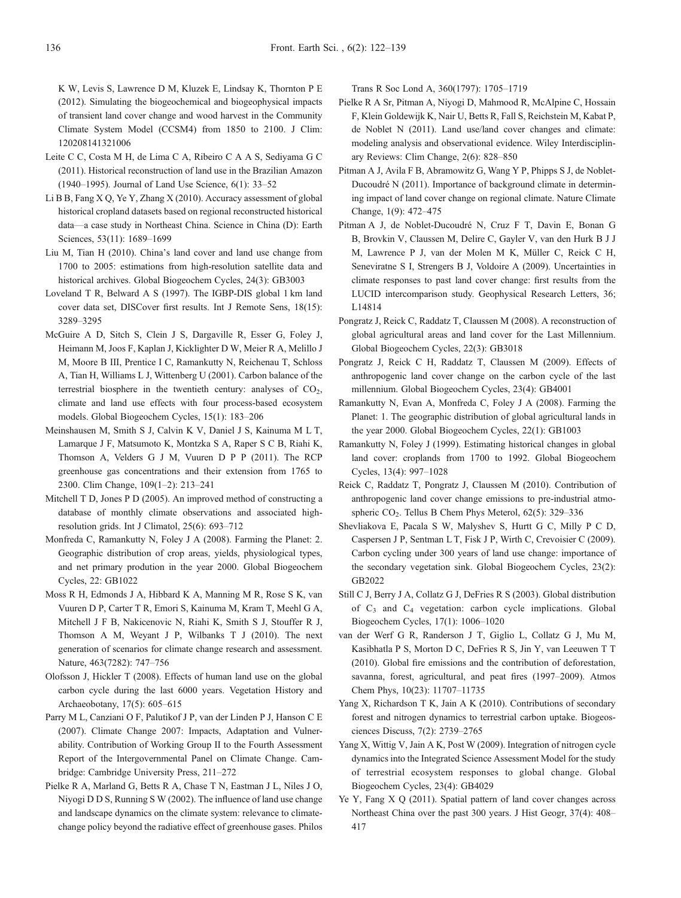K W, Levis S, Lawrence D M, Kluzek E, Lindsay K, Thornton P E (2012). Simulating the biogeochemical and biogeophysical impacts of transient land cover change and wood harvest in the Community Climate System Model (CCSM4) from 1850 to 2100. J Clim: 120208141321006

Leite C C, Costa M H, de Lima C A, Ribeiro C A A S, Sediyama G C (2011). Historical reconstruction of land use in the Brazilian Amazon (1940–1995). Journal of Land Use Science, 6(1): 33–52

Li B B, Fang X Q, Ye Y, Zhang X (2010). Accuracy assessment of global historical cropland datasets based on regional reconstructed historical data—a case study in Northeast China. Science in China (D): Earth Sciences, 53(11): 1689–1699

Liu M, Tian H (2010). China's land cover and land use change from 1700 to 2005: estimations from high-resolution satellite data and historical archives. Global Biogeochem Cycles, 24(3): GB3003

Loveland T R, Belward A S (1997). The IGBP-DIS global 1 km land cover data set, DISCover first results. Int J Remote Sens, 18(15): 3289–3295

McGuire A D, Sitch S, Clein J S, Dargaville R, Esser G, Foley J, Heimann M, Joos F, Kaplan J, Kicklighter D W, Meier R A, Melillo J M, Moore B III, Prentice I C, Ramankutty N, Reichenau T, Schloss A, Tian H, Williams L J, Wittenberg U (2001). Carbon balance of the terrestrial biosphere in the twentieth century: analyses of $CO_2$, climate and land use effects with four process-based ecosystem models. Global Biogeochem Cycles, 15(1): 183–206

Meinshausen M, Smith S J, Calvin K V, Daniel J S, Kainuma M L T, Lamarque J F, Matsumoto K, Montzka S A, Raper S C B, Riahi K, Thomson A, Velders G J M, Vuuren D P P (2011). The RCP greenhouse gas concentrations and their extension from 1765 to 2300. Clim Change, 109(1–2): 213–241

Mitchell T D, Jones P D (2005). An improved method of constructing a database of monthly climate observations and associated high-resolution grids. Int J Climatol, 25(6): 693–712

Monfreda C, Ramankutty N, Foley J A (2008). Farming the Planet: 2. Geographic distribution of crop areas, yields, physiological types, and net primary prodution in the year 2000. Global Biogeochem Cycles, 22: GB1022

Moss R H, Edmonds J A, Hibbard K A, Manning M R, Rose S K, van Vuuren D P, Carter T R, Emori S, Kainuma M, Kram T, Meehl G A, Mitchell J F B, Nakicenovic N, Riahi K, Smith S J, Stouffer R J, Thomson A M, Weyant J P, Wilbanks T J (2010). The next generation of scenarios for climate change research and assessment. Nature, 463(7282): 747–756

Olofsson J, Hickler T (2008). Effects of human land use on the global carbon cycle during the last 6000 years. Vegetation History and Archaeobotany, 17(5): 605–615

Parry M L, Canziani O F, Palutikof J P, van der Linden P J, Hanson C E (2007). Climate Change 2007: Impacts, Adaptation and Vulnerability. Contribution of Working Group II to the Fourth Assessment Report of the Intergovernmental Panel on Climate Change. Cambridge: Cambridge University Press, 211–272

Pielke R A, Marland G, Betts R A, Chase T N, Eastman J L, Niles J O, Niyogi D D S, Running S W (2002). The influence of land use change and landscape dynamics on the climate system: relevance to climate-change policy beyond the radiative effect of greenhouse gases. Philos Trans R Soc Lond A, 360(1797): 1705–1719

Pielke R A Sr, Pitman A, Niyogi D, Mahmood R, McAlpine C, Hossain F, Klein Goldewijk K, Nair U, Betts R, Fall S, Reichstein M, Kabat P, de Noblet N (2011). Land use/land cover changes and climate: modeling analysis and observational evidence. Wiley Interdisciplinary Reviews: Clim Change, 2(6): 828–850

Pitman A J, Avila F B, Abramowitz G, Wang Y P, Phipps S J, de Noblet-Ducoudré N (2011). Importance of background climate in determining impact of land cover change on regional climate. Nature Climate Change, 1(9): 472–475

Pitman A J, de Noblet-Ducoudré N, Cruz F T, Davin E, Bonan G B, Brovkin V, Claussen M, Delire C, Gayler V, van den Hurk B J J M, Lawrence P J, van der Molen M K, Müller C, Reick C H, Seneviratne S I, Strengers B J, Voldoire A (2009). Uncertainties in climate responses to past land cover change: first results from the LUCID intercomparison study. Geophysical Research Letters, 36; L14814

Pongratz J, Reick C, Raddatz T, Claussen M (2008). A reconstruction of global agricultural areas and land cover for the Last Millennium. Global Biogeochem Cycles, 22(3): GB3018

Pongratz J, Reick C H, Raddatz T, Claussen M (2009). Effects of anthropogenic land cover change on the carbon cycle of the last millennium. Global Biogeochem Cycles, 23(4): GB4001

Ramankutty N, Evan A, Monfreda C, Foley J A (2008). Farming the Planet: 1. The geographic distribution of global agricultural lands in the year 2000. Global Biogeochem Cycles, 22(1): GB1003

Ramankutty N, Foley J (1999). Estimating historical changes in global land cover: croplands from 1700 to 1992. Global Biogeochem Cycles, 13(4): 997–1028

Reick C, Raddatz T, Pongratz J, Claussen M (2010). Contribution of anthropogenic land cover change emissions to pre-industrial atmospheric $CO_2$. Tellus B Chem Phys Meterol, 62(5): 329–336

Shevliakova E, Pacala S W, Malyshev S, Hurtt G C, Milly P C D, Caspersen J P, Sentman L T, Fisk J P, Wirth C, Crevoisier C (2009). Carbon cycling under 300 years of land use change: importance of the secondary vegetation sink. Global Biogeochem Cycles, 23(2): GB2022

Still C J, Berry J A, Collatz G J, DeFries R S (2003). Global distribution of $C_3$ and $C_4$ vegetation: carbon cycle implications. Global Biogeochem Cycles, 17(1): 1006–1020

van der Werf G R, Randerson J T, Giglio L, Collatz G J, Mu M, Kasibhatla P S, Morton D C, DeFries R S, Jin Y, van Leeuwen T T (2010). Global fire emissions and the contribution of deforestation, savanna, forest, agricultural, and peat fires (1997–2009). Atmos Chem Phys, 10(23): 11707–11735

Yang X, Richardson T K, Jain A K (2010). Contributions of secondary forest and nitrogen dynamics to terrestrial carbon uptake. Biogeosciences Discuss, 7(2): 2739–2765

Yang X, Wittig V, Jain A K, Post W (2009). Integration of nitrogen cycle dynamics into the Integrated Science Assessment Model for the study of terrestrial ecosystem responses to global change. Global Biogeochem Cycles, 23(4): GB4029

Ye Y, Fang X Q (2011). Spatial pattern of land cover changes across Northeast China over the past 300 years. J Hist Geogr, 37(4): 408–417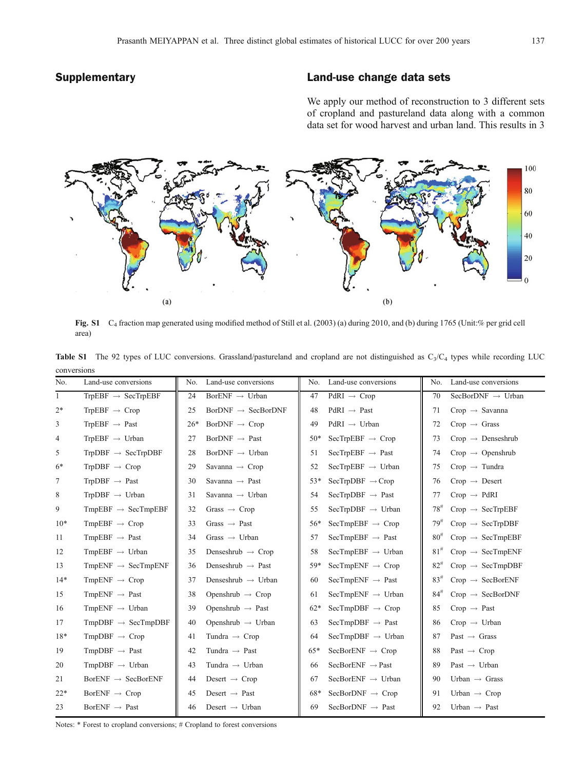## Supplementary

## Land-use change data sets

We apply our method of reconstruction to 3 different sets of cropland and pastureland data along with a common data set for wood harvest and urban land. This results in 3

**Fig. S1** $C_4$ fraction map generated using modified method of Still et al. (2003) (a) during 2010, and (b) during 1765 (Unit:% per grid cell area)

**Table S1** The 92 types of LUC conversions. Grassland/pastureland and cropland are not distinguished as $C_3/C_4$ types while recording LUC conversions

| No. | Land-use conversions | No. | Land-use conversions | No. | Land-use conversions | No. | Land-use conversions |
|---|---|---|---|---|---|---|---|
| 1 | TrpEBF → SecTrpEBF | 24 | BorENF → Urban | 47 | PdRI → Crop | 70 | SecBorDNF → Urban |
| 2* | TrpEBF → Crop | 25 | BorDNF → SecBorDNF | 48 | PdRI → Past | 71 | Crop → Savanna |
| 3 | TrpEBF → Past | 26* | BorDNF → Crop | 49 | PdRI → Urban | 72 | Crop → Grass |
| 4 | TrpEBF → Urban | 27 | BorDNF → Past | 50* | SecTrpEBF → Crop | 73 | Crop → Denseshrub |
| 5 | TrpDBF → SecTrpDBF | 28 | BorDNF → Urban | 51 | SecTrpEBF → Past | 74 | Crop → Openshrub |
| 6* | TrpDBF → Crop | 29 | Savanna → Crop | 52 | SecTrpEBF → Urban | 75 | Crop → Tundra |
| 7 | TrpDBF → Past | 30 | Savanna → Past | 53* | SecTrpDBF → Crop | 76 | Crop → Desert |
| 8 | TrpDBF → Urban | 31 | Savanna → Urban | 54 | SecTrpDBF → Past | 77 | Crop → PdRI |
| 9 | TmpEBF → SecTmpEBF | 32 | Grass → Crop | 55 | SecTrpDBF → Urban | 78# | Crop → SecTrpEBF |
| 10* | TmpEBF → Crop | 33 | Grass → Past | 56* | SecTmpEBF → Crop | 79# | Crop → SecTrpDBF |
| 11 | TmpEBF → Past | 34 | Grass → Urban | 57 | SecTmpEBF → Past | 80# | Crop → SecTmpEBF |
| 12 | TmpEBF → Urban | 35 | Denseshrub → Crop | 58 | SecTmpEBF → Urban | 81# | Crop → SecTmpENF |
| 13 | TmpENF → SecTmpENF | 36 | Denseshrub → Past | 59* | SecTmpENF → Crop | 82# | Crop → SecTmpDBF |
| 14* | TmpENF → Crop | 37 | Denseshrub → Urban | 60 | SecTmpENF → Past | 83# | Crop → SecBorENF |
| 15 | TmpENF → Past | 38 | Openshrub → Crop | 61 | SecTmpENF → Urban | 84# | Crop → SecBorDNF |
| 16 | TmpENF → Urban | 39 | Openshrub → Past | 62* | SecTmpDBF → Crop | 85 | Crop → Past |
| 17 | TmpDBF → SecTmpDBF | 40 | Openshrub → Urban | 63 | SecTmpDBF → Past | 86 | Crop → Urban |
| 18* | TmpDBF → Crop | 41 | Tundra → Crop | 64 | SecTmpDBF → Urban | 87 | Past → Grass |
| 19 | TmpDBF → Past | 42 | Tundra → Past | 65* | SecBorENF → Crop | 88 | Past → Crop |
| 20 | TmpDBF → Urban | 43 | Tundra → Urban | 66 | SecBorENF → Past | 89 | Past → Urban |
| 21 | BorENF → SecBorENF | 44 | Desert → Crop | 67 | SecBorENF → Urban | 90 | Urban → Grass |
| 22* | BorENF → Crop | 45 | Desert → Past | 68* | SecBorDNF → Crop | 91 | Urban → Crop |
| 23 | BorENF → Past | 46 | Desert → Urban | 69 | SecBorDNF → Past | 92 | Urban → Past |

Notes: * Forest to cropland conversions; # Cropland to forest conversions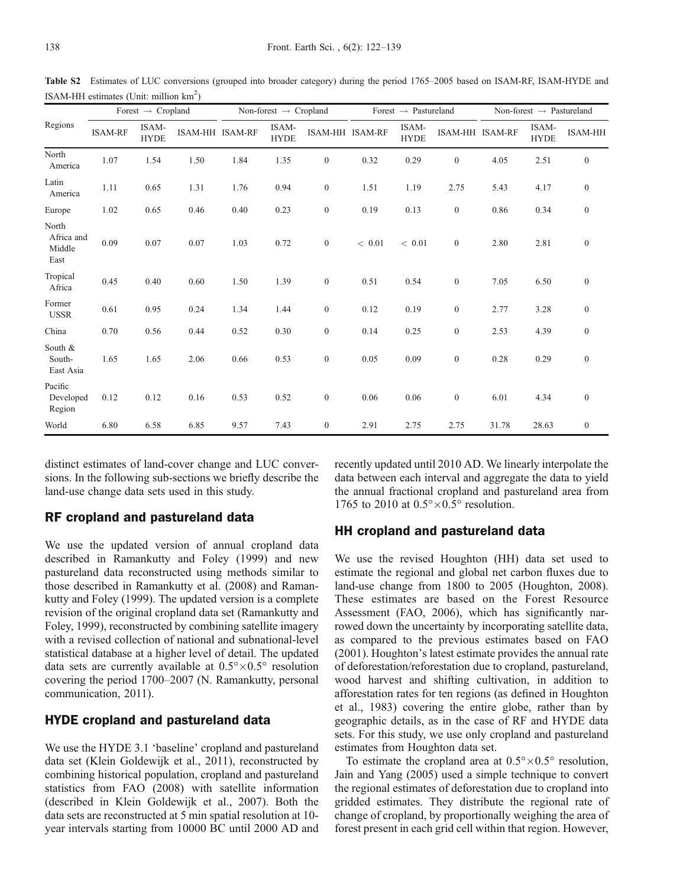**Table S2** Estimates of LUC conversions (grouped into broader category) during the period 1765–2005 based on ISAM-RF, ISAM-HYDE and ISAM-HH estimates (Unit: million km$^2$)

| Regions | Forest → Cropland | | | Non-forest → Cropland | | | Forest → Pastureland | | | Non-forest → Pastureland | | |
|---|---|---|---|---|---|---|---|---|---|---|---|---|
| | ISAM-RF | ISAM-HYDE | ISAM-HH | ISAM-RF | ISAM-HYDE | ISAM-HH | ISAM-RF | ISAM-HYDE | ISAM-HH | ISAM-RF | ISAM-HYDE | ISAM-HH |
| North America | 1.07 | 1.54 | 1.50 | 1.84 | 1.35 | 0 | 0.32 | 0.29 | 0 | 4.05 | 2.51 | 0 |
| Latin America | 1.11 | 0.65 | 1.31 | 1.76 | 0.94 | 0 | 1.51 | 1.19 | 2.75 | 5.43 | 4.17 | 0 |
| Europe | 1.02 | 0.65 | 0.46 | 0.40 | 0.23 | 0 | 0.19 | 0.13 | 0 | 0.86 | 0.34 | 0 |
| North Africa and Middle East | 0.09 | 0.07 | 0.07 | 1.03 | 0.72 | 0 | < 0.01 | < 0.01 | 0 | 2.80 | 2.81 | 0 |
| Tropical Africa | 0.45 | 0.40 | 0.60 | 1.50 | 1.39 | 0 | 0.51 | 0.54 | 0 | 7.05 | 6.50 | 0 |
| Former USSR | 0.61 | 0.95 | 0.24 | 1.34 | 1.44 | 0 | 0.12 | 0.19 | 0 | 2.77 | 3.28 | 0 |
| China | 0.70 | 0.56 | 0.44 | 0.52 | 0.30 | 0 | 0.14 | 0.25 | 0 | 2.53 | 4.39 | 0 |
| South & South-East Asia | 1.65 | 1.65 | 2.06 | 0.66 | 0.53 | 0 | 0.05 | 0.09 | 0 | 0.28 | 0.29 | 0 |
| Pacific Developed Region | 0.12 | 0.12 | 0.16 | 0.53 | 0.52 | 0 | 0.06 | 0.06 | 0 | 6.01 | 4.34 | 0 |
| World | 6.80 | 6.58 | 6.85 | 9.57 | 7.43 | 0 | 2.91 | 2.75 | 2.75 | 31.78 | 28.63 | 0 |

distinct estimates of land-cover change and LUC conversions. In the following sub-sections we briefly describe the land-use change data sets used in this study.

## RF cropland and pastureland data

We use the updated version of annual cropland data described in Ramankutty and Foley (1999) and new pastureland data reconstructed using methods similar to those described in Ramankutty et al. (2008) and Ramankutty and Foley (1999). The updated version is a complete revision of the original cropland data set (Ramankutty and Foley, 1999), reconstructed by combining satellite imagery with a revised collection of national and subnational-level statistical database at a higher level of detail. The updated data sets are currently available at $0.5° \times 0.5°$ resolution covering the period 1700–2007 (N. Ramankutty, personal communication, 2011).

## HYDE cropland and pastureland data

We use the HYDE 3.1 'baseline' cropland and pastureland data set (Klein Goldewijk et al., 2011), reconstructed by combining historical population, cropland and pastureland statistics from FAO (2008) with satellite information (described in Klein Goldewijk et al., 2007). Both the data sets are reconstructed at 5 min spatial resolution at 10-year intervals starting from 10000 BC until 2000 AD and recently updated until 2010 AD. We linearly interpolate the data between each interval and aggregate the data to yield the annual fractional cropland and pastureland area from 1765 to 2010 at $0.5° \times 0.5°$ resolution.

## HH cropland and pastureland data

We use the revised Houghton (HH) data set used to estimate the regional and global net carbon fluxes due to land-use change from 1800 to 2005 (Houghton, 2008). These estimates are based on the Forest Resource Assessment (FAO, 2006), which has significantly narrowed down the uncertainty by incorporating satellite data, as compared to the previous estimates based on FAO (2001). Houghton's latest estimate provides the annual rate of deforestation/reforestation due to cropland, pastureland, wood harvest and shifting cultivation, in addition to afforestation rates for ten regions (as defined in Houghton et al., 1983) covering the entire globe, rather than by geographic details, as in the case of RF and HYDE data sets. For this study, we use only cropland and pastureland estimates from Houghton data set.

To estimate the cropland area at $0.5° \times 0.5°$ resolution, Jain and Yang (2005) used a simple technique to convert the regional estimates of deforestation due to cropland into gridded estimates. They distribute the regional rate of change of cropland, by proportionally weighing the area of forest present in each grid cell within that region. However,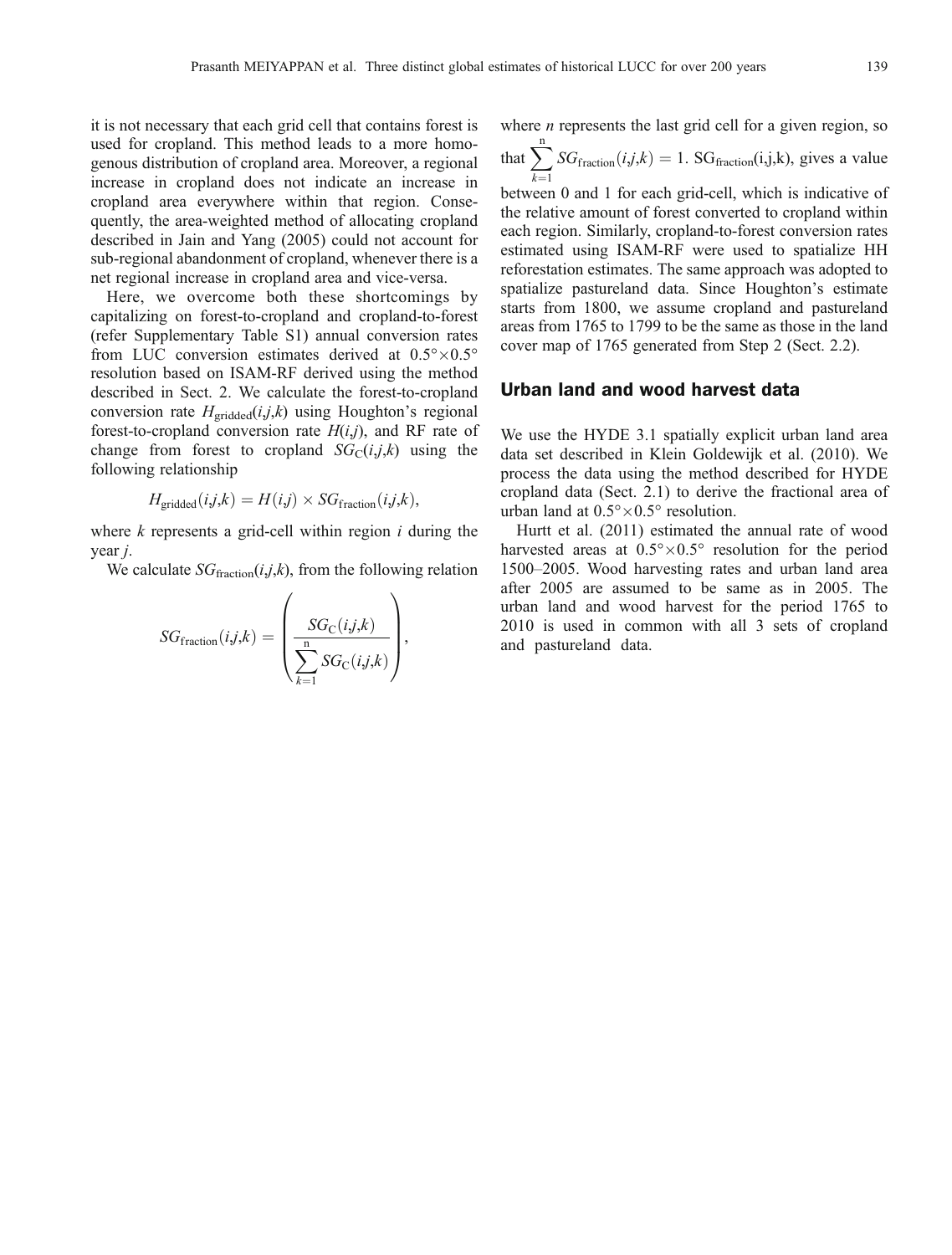it is not necessary that each grid cell that contains forest is used for cropland. This method leads to a more homogenous distribution of cropland area. Moreover, a regional increase in cropland does not indicate an increase in cropland area everywhere within that region. Consequently, the area-weighted method of allocating cropland described in Jain and Yang (2005) could not account for sub-regional abandonment of cropland, whenever there is a net regional increase in cropland area and vice-versa.

Here, we overcome both these shortcomings by capitalizing on forest-to-cropland and cropland-to-forest (refer Supplementary Table S1) annual conversion rates from LUC conversion estimates derived at 0.5°×0.5° resolution based on ISAM-RF derived using the method described in Sect. 2. We calculate the forest-to-cropland conversion rate $H_{\text{gridded}}(i,j,k)$ using Houghton's regional forest-to-cropland conversion rate $H(i,j)$, and RF rate of change from forest to cropland $SG_{\text{C}}(i,j,k)$ using the following relationship

$$H_{\text{gridded}}(i,j,k) = H(i,j) \times SG_{\text{fraction}}(i,j,k),$$

where $k$ represents a grid-cell within region $i$ during the year $j$.

We calculate $SG_{\text{fraction}}(i,j,k)$, from the following relation

$$SG_{\text{fraction}}(i,j,k) = \left( \frac{SG_{\text{C}}(i,j,k)}{\sum_{k=1}^{n} SG_{\text{C}}(i,j,k)} \right),$$

where $n$ represents the last grid cell for a given region, so that $\sum_{k=1}^{n} SG_{\text{fraction}}(i,j,k) = 1$. $SG_{\text{fraction}}(i,j,k)$, gives a value between 0 and 1 for each grid-cell, which is indicative of the relative amount of forest converted to cropland within each region. Similarly, cropland-to-forest conversion rates estimated using ISAM-RF were used to spatialize HH reforestation estimates. The same approach was adopted to spatialize pastureland data. Since Houghton's estimate starts from 1800, we assume cropland and pastureland areas from 1765 to 1799 to be the same as those in the land cover map of 1765 generated from Step 2 (Sect. 2.2).

## Urban land and wood harvest data

We use the HYDE 3.1 spatially explicit urban land area data set described in Klein Goldewijk et al. (2010). We process the data using the method described for HYDE cropland data (Sect. 2.1) to derive the fractional area of urban land at 0.5°×0.5° resolution.

Hurtt et al. (2011) estimated the annual rate of wood harvested areas at 0.5°×0.5° resolution for the period 1500–2005. Wood harvesting rates and urban land area after 2005 are assumed to be same as in 2005. The urban land and wood harvest for the period 1765 to 2010 is used in common with all 3 sets of cropland and pastureland data.